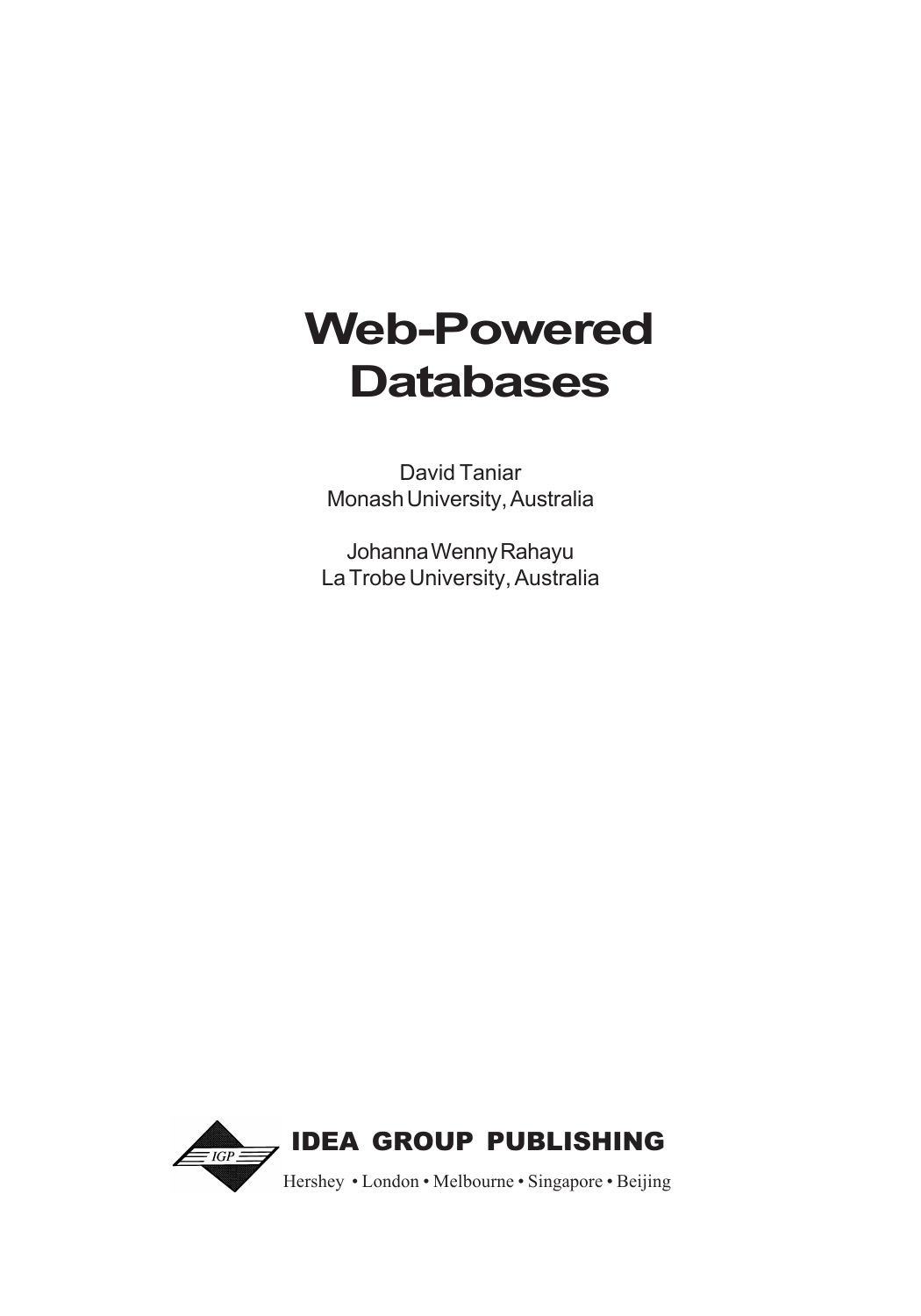# Web-Powered Databases

David Taniar
Monash University, Australia

Johanna Wenny Rahayu
La Trobe University, Australia

IGP

**IDEA GROUP PUBLISHING**

Hershey • London • Melbourne • Singapore • Beijing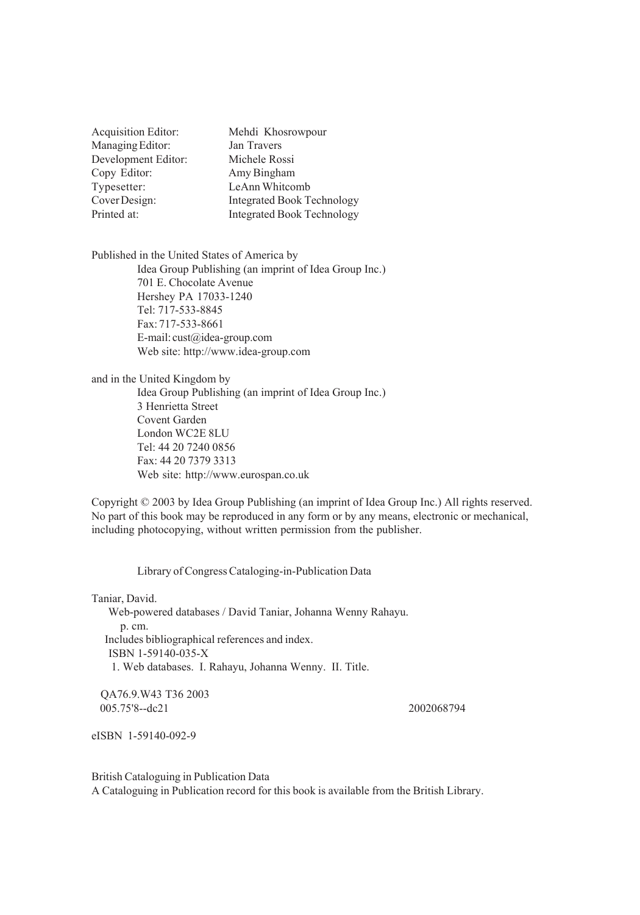| | |
|---|---|
| Acquisition Editor: | Mehdi Khosrowpour |
| Managing Editor: | Jan Travers |
| Development Editor: | Michele Rossi |
| Copy Editor: | Amy Bingham |
| Typesetter: | LeAnn Whitcomb |
| Cover Design: | Integrated Book Technology |
| Printed at: | Integrated Book Technology |

Published in the United States of America by
Idea Group Publishing (an imprint of Idea Group Inc.)
701 E. Chocolate Avenue
Hershey PA 17033-1240
Tel: 717-533-8845
Fax: 717-533-8661
E-mail: cust@idea-group.com
Web site: http://www.idea-group.com

and in the United Kingdom by
Idea Group Publishing (an imprint of Idea Group Inc.)
3 Henrietta Street
Covent Garden
London WC2E 8LU
Tel: 44 20 7240 0856
Fax: 44 20 7379 3313
Web site: http://www.eurospan.co.uk

Copyright © 2003 by Idea Group Publishing (an imprint of Idea Group Inc.) All rights reserved. No part of this book may be reproduced in any form or by any means, electronic or mechanical, including photocopying, without written permission from the publisher.

Library of Congress Cataloging-in-Publication Data

Taniar, David.
Web-powered databases / David Taniar, Johanna Wenny Rahayu.
p. cm.
Includes bibliographical references and index.
ISBN 1-59140-035-X
1. Web databases. I. Rahayu, Johanna Wenny. II. Title.

QA76.9.W43 T36 2003
005.75'8--dc21 2002068794

eISBN 1-59140-092-9

British Cataloguing in Publication Data
A Cataloguing in Publication record for this book is available from the British Library.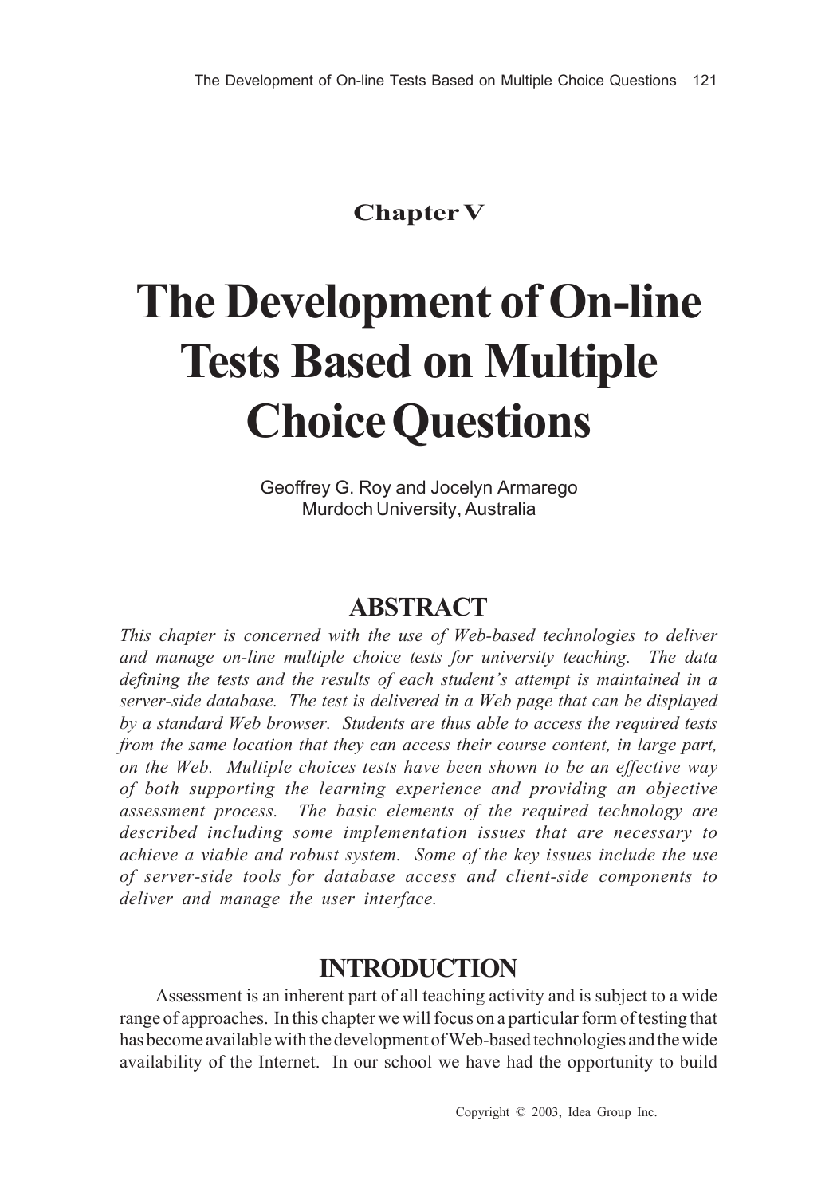## Chapter V

# The Development of On-line Tests Based on Multiple Choice Questions

Geoffrey G. Roy and Jocelyn Armarego
Murdoch University, Australia

## ABSTRACT

*This chapter is concerned with the use of Web-based technologies to deliver and manage on-line multiple choice tests for university teaching. The data defining the tests and the results of each student's attempt is maintained in a server-side database. The test is delivered in a Web page that can be displayed by a standard Web browser. Students are thus able to access the required tests from the same location that they can access their course content, in large part, on the Web. Multiple choices tests have been shown to be an effective way of both supporting the learning experience and providing an objective assessment process. The basic elements of the required technology are described including some implementation issues that are necessary to achieve a viable and robust system. Some of the key issues include the use of server-side tools for database access and client-side components to deliver and manage the user interface.*

## INTRODUCTION

Assessment is an inherent part of all teaching activity and is subject to a wide range of approaches. In this chapter we will focus on a particular form of testing that has become available with the development of Web-based technologies and the wide availability of the Internet. In our school we have had the opportunity to build

Copyright © 2003, Idea Group Inc.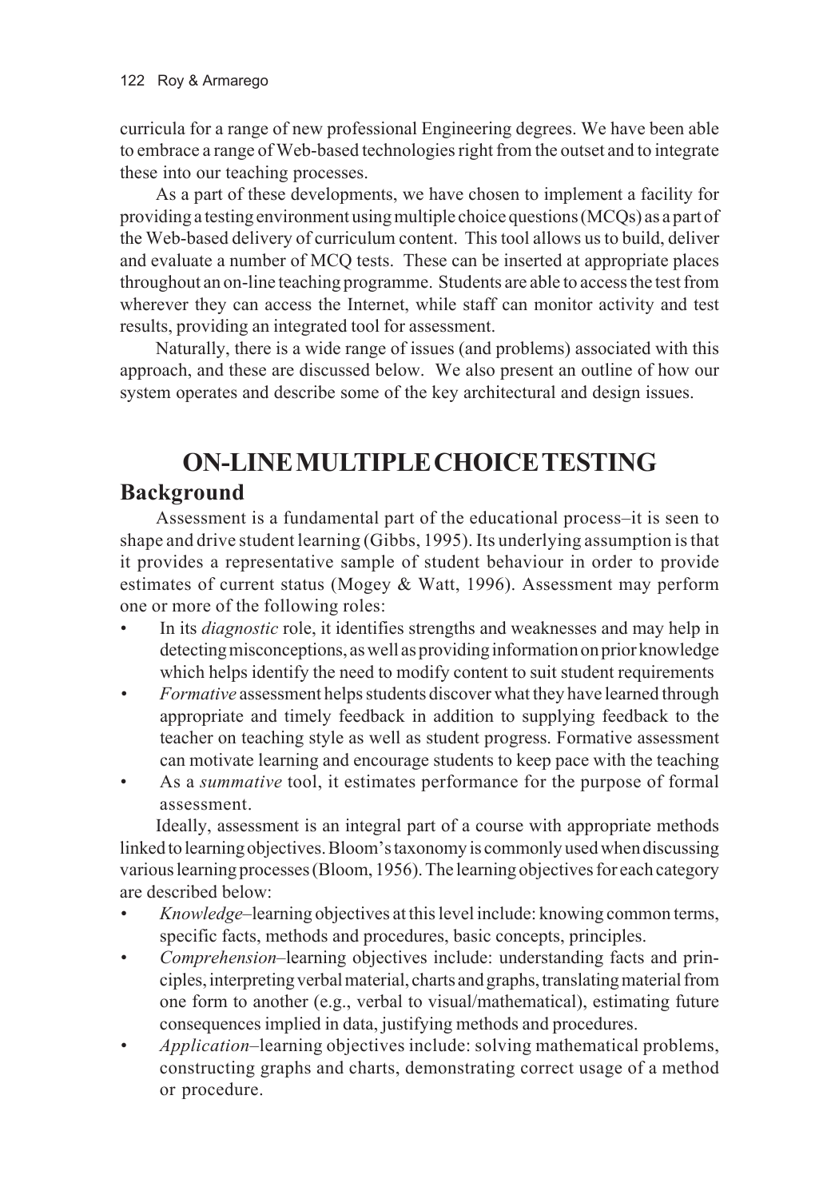curricula for a range of new professional Engineering degrees. We have been able to embrace a range of Web-based technologies right from the outset and to integrate these into our teaching processes.

As a part of these developments, we have chosen to implement a facility for providing a testing environment using multiple choice questions (MCQs) as a part of the Web-based delivery of curriculum content. This tool allows us to build, deliver and evaluate a number of MCQ tests. These can be inserted at appropriate places throughout an on-line teaching programme. Students are able to access the test from wherever they can access the Internet, while staff can monitor activity and test results, providing an integrated tool for assessment.

Naturally, there is a wide range of issues (and problems) associated with this approach, and these are discussed below. We also present an outline of how our system operates and describe some of the key architectural and design issues.

# ON-LINE MULTIPLE CHOICE TESTING

## Background

Assessment is a fundamental part of the educational process–it is seen to shape and drive student learning (Gibbs, 1995). Its underlying assumption is that it provides a representative sample of student behaviour in order to provide estimates of current status (Mogey & Watt, 1996). Assessment may perform one or more of the following roles:

- In its *diagnostic* role, it identifies strengths and weaknesses and may help in detecting misconceptions, as well as providing information on prior knowledge which helps identify the need to modify content to suit student requirements
- *Formative* assessment helps students discover what they have learned through appropriate and timely feedback in addition to supplying feedback to the teacher on teaching style as well as student progress. Formative assessment can motivate learning and encourage students to keep pace with the teaching
- As a *summative* tool, it estimates performance for the purpose of formal assessment.

Ideally, assessment is an integral part of a course with appropriate methods linked to learning objectives. Bloom's taxonomy is commonly used when discussing various learning processes (Bloom, 1956). The learning objectives for each category are described below:

- *Knowledge*–learning objectives at this level include: knowing common terms, specific facts, methods and procedures, basic concepts, principles.
- *Comprehension*–learning objectives include: understanding facts and principles, interpreting verbal material, charts and graphs, translating material from one form to another (e.g., verbal to visual/mathematical), estimating future consequences implied in data, justifying methods and procedures.
- *Application*–learning objectives include: solving mathematical problems, constructing graphs and charts, demonstrating correct usage of a method or procedure.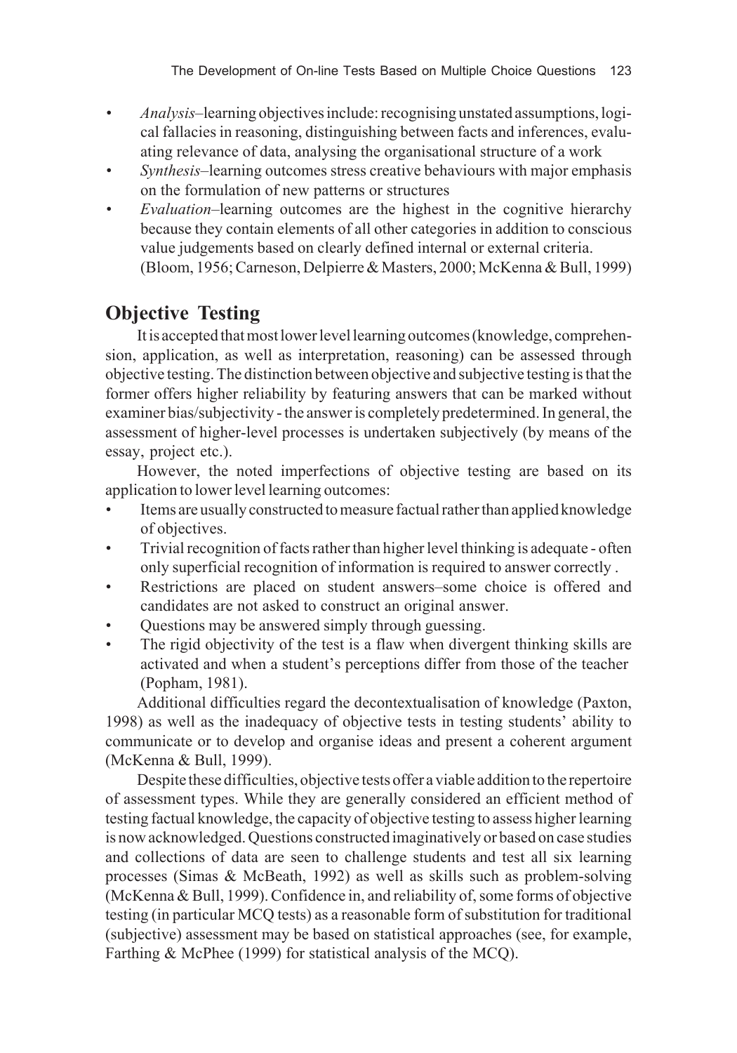- *Analysis*–learning objectives include: recognising unstated assumptions, logical fallacies in reasoning, distinguishing between facts and inferences, evaluating relevance of data, analysing the organisational structure of a work
- *Synthesis*–learning outcomes stress creative behaviours with major emphasis on the formulation of new patterns or structures
- *Evaluation*–learning outcomes are the highest in the cognitive hierarchy because they contain elements of all other categories in addition to conscious value judgements based on clearly defined internal or external criteria.

(Bloom, 1956; Carneson, Delpierre & Masters, 2000; McKenna & Bull, 1999)

## Objective Testing

It is accepted that most lower level learning outcomes (knowledge, comprehension, application, as well as interpretation, reasoning) can be assessed through objective testing. The distinction between objective and subjective testing is that the former offers higher reliability by featuring answers that can be marked without examiner bias/subjectivity - the answer is completely predetermined. In general, the assessment of higher-level processes is undertaken subjectively (by means of the essay, project etc.).

However, the noted imperfections of objective testing are based on its application to lower level learning outcomes:

- Items are usually constructed to measure factual rather than applied knowledge of objectives.
- Trivial recognition of facts rather than higher level thinking is adequate - often only superficial recognition of information is required to answer correctly .
- Restrictions are placed on student answers–some choice is offered and candidates are not asked to construct an original answer.
- Questions may be answered simply through guessing.
- The rigid objectivity of the test is a flaw when divergent thinking skills are activated and when a student's perceptions differ from those of the teacher (Popham, 1981).

Additional difficulties regard the decontextualisation of knowledge (Paxton, 1998) as well as the inadequacy of objective tests in testing students' ability to communicate or to develop and organise ideas and present a coherent argument (McKenna & Bull, 1999).

Despite these difficulties, objective tests offer a viable addition to the repertoire of assessment types. While they are generally considered an efficient method of testing factual knowledge, the capacity of objective testing to assess higher learning is now acknowledged. Questions constructed imaginatively or based on case studies and collections of data are seen to challenge students and test all six learning processes (Simas & McBeath, 1992) as well as skills such as problem-solving (McKenna & Bull, 1999). Confidence in, and reliability of, some forms of objective testing (in particular MCQ tests) as a reasonable form of substitution for traditional (subjective) assessment may be based on statistical approaches (see, for example, Farthing & McPhee (1999) for statistical analysis of the MCQ).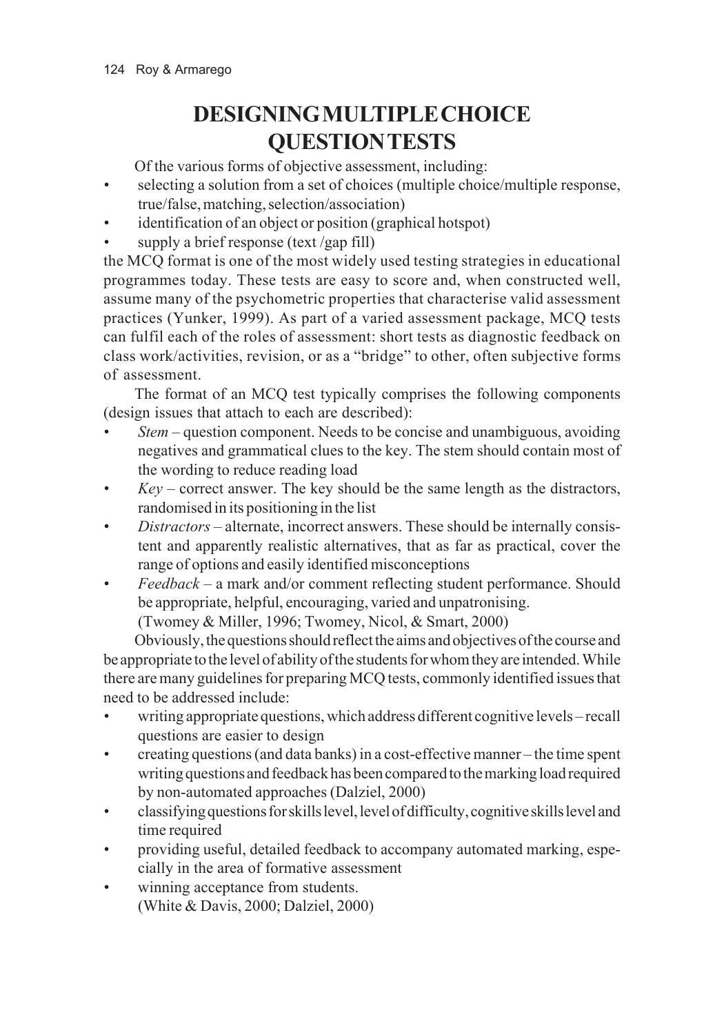## DESIGNING MULTIPLE CHOICE QUESTION TESTS

Of the various forms of objective assessment, including:

- selecting a solution from a set of choices (multiple choice/multiple response, true/false, matching, selection/association)
- identification of an object or position (graphical hotspot)
- supply a brief response (text /gap fill)

the MCQ format is one of the most widely used testing strategies in educational programmes today. These tests are easy to score and, when constructed well, assume many of the psychometric properties that characterise valid assessment practices (Yunker, 1999). As part of a varied assessment package, MCQ tests can fulfil each of the roles of assessment: short tests as diagnostic feedback on class work/activities, revision, or as a "bridge" to other, often subjective forms of assessment.

The format of an MCQ test typically comprises the following components (design issues that attach to each are described):

- *Stem* – question component. Needs to be concise and unambiguous, avoiding negatives and grammatical clues to the key. The stem should contain most of the wording to reduce reading load
- *Key* – correct answer. The key should be the same length as the distractors, randomised in its positioning in the list
- *Distractors* – alternate, incorrect answers. These should be internally consistent and apparently realistic alternatives, that as far as practical, cover the range of options and easily identified misconceptions
- *Feedback* – a mark and/or comment reflecting student performance. Should be appropriate, helpful, encouraging, varied and unpatronising.

(Twomey & Miller, 1996; Twomey, Nicol, & Smart, 2000)

Obviously, the questions should reflect the aims and objectives of the course and be appropriate to the level of ability of the students for whom they are intended. While there are many guidelines for preparing MCQ tests, commonly identified issues that need to be addressed include:

- writing appropriate questions, which address different cognitive levels – recall questions are easier to design
- creating questions (and data banks) in a cost-effective manner – the time spent writing questions and feedback has been compared to the marking load required by non-automated approaches (Dalziel, 2000)
- classifying questions for skills level, level of difficulty, cognitive skills level and time required
- providing useful, detailed feedback to accompany automated marking, especially in the area of formative assessment
- winning acceptance from students.

(White & Davis, 2000; Dalziel, 2000)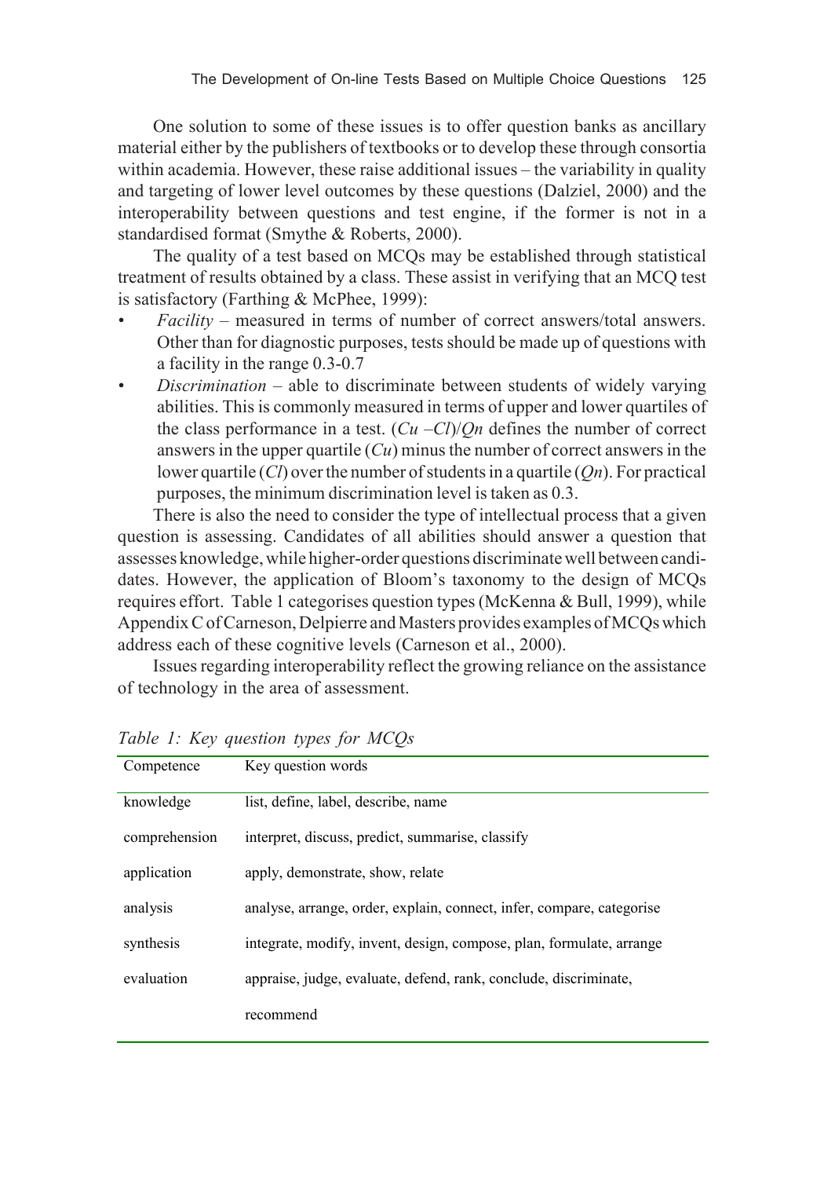One solution to some of these issues is to offer question banks as ancillary material either by the publishers of textbooks or to develop these through consortia within academia. However, these raise additional issues – the variability in quality and targeting of lower level outcomes by these questions (Dalziel, 2000) and the interoperability between questions and test engine, if the former is not in a standardised format (Smythe & Roberts, 2000).

The quality of a test based on MCQs may be established through statistical treatment of results obtained by a class. These assist in verifying that an MCQ test is satisfactory (Farthing & McPhee, 1999):

- *Facility* – measured in terms of number of correct answers/total answers. Other than for diagnostic purposes, tests should be made up of questions with a facility in the range 0.3-0.7
- *Discrimination* – able to discriminate between students of widely varying abilities. This is commonly measured in terms of upper and lower quartiles of the class performance in a test. $(Cu - Cl)/Qn$ defines the number of correct answers in the upper quartile ($Cu$) minus the number of correct answers in the lower quartile ($Cl$) over the number of students in a quartile ($Qn$). For practical purposes, the minimum discrimination level is taken as 0.3.

There is also the need to consider the type of intellectual process that a given question is assessing. Candidates of all abilities should answer a question that assesses knowledge, while higher-order questions discriminate well between candidates. However, the application of Bloom's taxonomy to the design of MCQs requires effort. Table 1 categorises question types (McKenna & Bull, 1999), while Appendix C of Carneson, Delpierre and Masters provides examples of MCQs which address each of these cognitive levels (Carneson et al., 2000).

Issues regarding interoperability reflect the growing reliance on the assistance of technology in the area of assessment.

*Table 1: Key question types for MCQs*

| Competence | Key question words |
|---|---|
| knowledge | list, define, label, describe, name |
| comprehension | interpret, discuss, predict, summarise, classify |
| application | apply, demonstrate, show, relate |
| analysis | analyse, arrange, order, explain, connect, infer, compare, categorise |
| synthesis | integrate, modify, invent, design, compose, plan, formulate, arrange |
| evaluation | appraise, judge, evaluate, defend, rank, conclude, discriminate, recommend |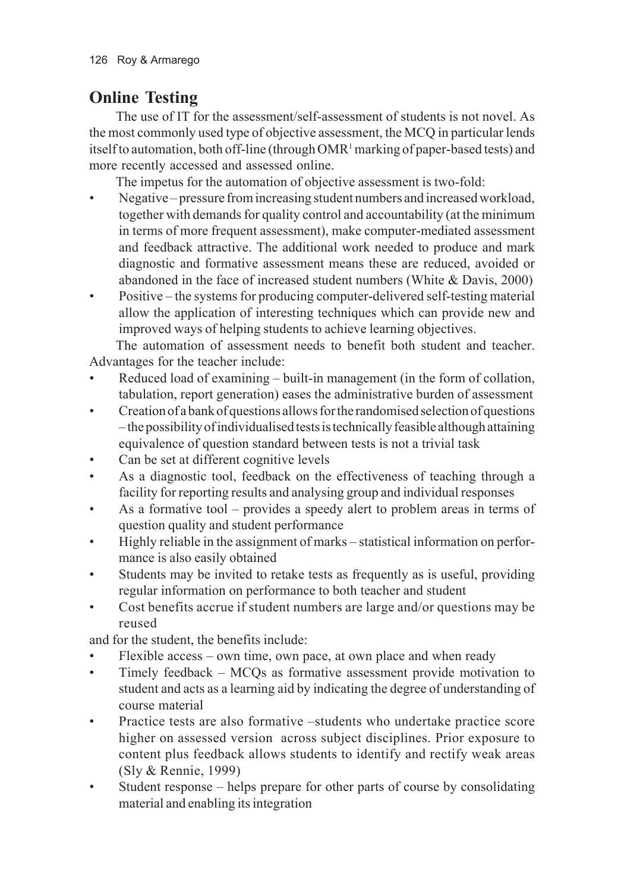## Online Testing

The use of IT for the assessment/self-assessment of students is not novel. As the most commonly used type of objective assessment, the MCQ in particular lends itself to automation, both off-line (through OMR[1] marking of paper-based tests) and more recently accessed and assessed online.

The impetus for the automation of objective assessment is two-fold:

- Negative – pressure from increasing student numbers and increased workload, together with demands for quality control and accountability (at the minimum in terms of more frequent assessment), make computer-mediated assessment and feedback attractive. The additional work needed to produce and mark diagnostic and formative assessment means these are reduced, avoided or abandoned in the face of increased student numbers (White & Davis, 2000)
- Positive – the systems for producing computer-delivered self-testing material allow the application of interesting techniques which can provide new and improved ways of helping students to achieve learning objectives.

The automation of assessment needs to benefit both student and teacher. Advantages for the teacher include:

- Reduced load of examining – built-in management (in the form of collation, tabulation, report generation) eases the administrative burden of assessment
- Creation of a bank of questions allows for the randomised selection of questions – the possibility of individualised tests is technically feasible although attaining equivalence of question standard between tests is not a trivial task
- Can be set at different cognitive levels
- As a diagnostic tool, feedback on the effectiveness of teaching through a facility for reporting results and analysing group and individual responses
- As a formative tool – provides a speedy alert to problem areas in terms of question quality and student performance
- Highly reliable in the assignment of marks – statistical information on performance is also easily obtained
- Students may be invited to retake tests as frequently as is useful, providing regular information on performance to both teacher and student
- Cost benefits accrue if student numbers are large and/or questions may be reused

and for the student, the benefits include:

- Flexible access – own time, own pace, at own place and when ready
- Timely feedback – MCQs as formative assessment provide motivation to student and acts as a learning aid by indicating the degree of understanding of course material
- Practice tests are also formative –students who undertake practice score higher on assessed version across subject disciplines. Prior exposure to content plus feedback allows students to identify and rectify weak areas (Sly & Rennie, 1999)
- Student response – helps prepare for other parts of course by consolidating material and enabling its integration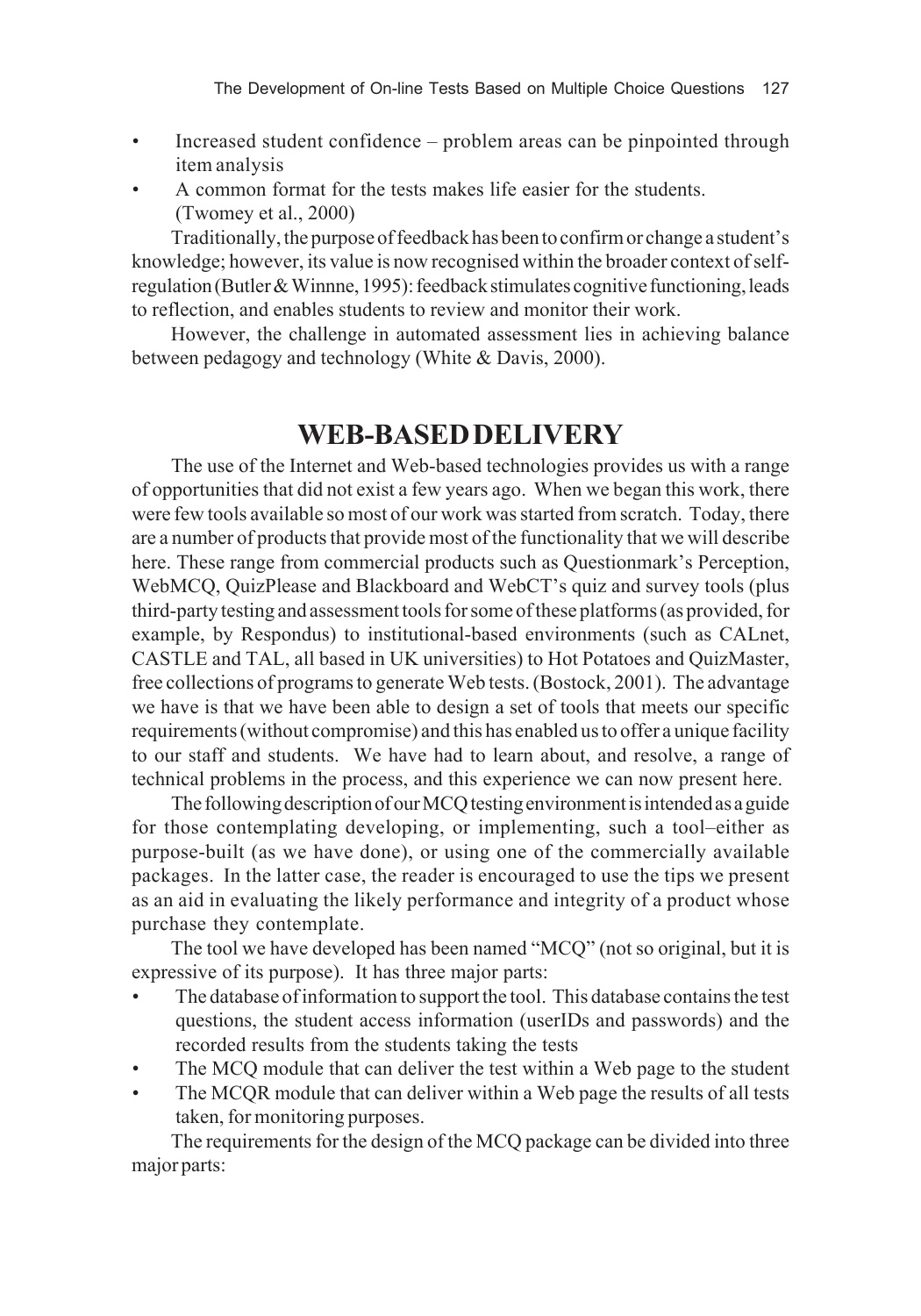- Increased student confidence – problem areas can be pinpointed through item analysis
- A common format for the tests makes life easier for the students. (Twomey et al., 2000)

Traditionally, the purpose of feedback has been to confirm or change a student's knowledge; however, its value is now recognised within the broader context of self-regulation (Butler & Winnne, 1995): feedback stimulates cognitive functioning, leads to reflection, and enables students to review and monitor their work.

However, the challenge in automated assessment lies in achieving balance between pedagogy and technology (White & Davis, 2000).

## WEB-BASED DELIVERY

The use of the Internet and Web-based technologies provides us with a range of opportunities that did not exist a few years ago. When we began this work, there were few tools available so most of our work was started from scratch. Today, there are a number of products that provide most of the functionality that we will describe here. These range from commercial products such as Questionmark's Perception, WebMCQ, QuizPlease and Blackboard and WebCT's quiz and survey tools (plus third-party testing and assessment tools for some of these platforms (as provided, for example, by Respondus) to institutional-based environments (such as CALnet, CASTLE and TAL, all based in UK universities) to Hot Potatoes and QuizMaster, free collections of programs to generate Web tests. (Bostock, 2001). The advantage we have is that we have been able to design a set of tools that meets our specific requirements (without compromise) and this has enabled us to offer a unique facility to our staff and students. We have had to learn about, and resolve, a range of technical problems in the process, and this experience we can now present here.

The following description of our MCQ testing environment is intended as a guide for those contemplating developing, or implementing, such a tool–either as purpose-built (as we have done), or using one of the commercially available packages. In the latter case, the reader is encouraged to use the tips we present as an aid in evaluating the likely performance and integrity of a product whose purchase they contemplate.

The tool we have developed has been named "MCQ" (not so original, but it is expressive of its purpose). It has three major parts:

- The database of information to support the tool. This database contains the test questions, the student access information (userIDs and passwords) and the recorded results from the students taking the tests
- The MCQ module that can deliver the test within a Web page to the student
- The MCQR module that can deliver within a Web page the results of all tests taken, for monitoring purposes.

The requirements for the design of the MCQ package can be divided into three major parts: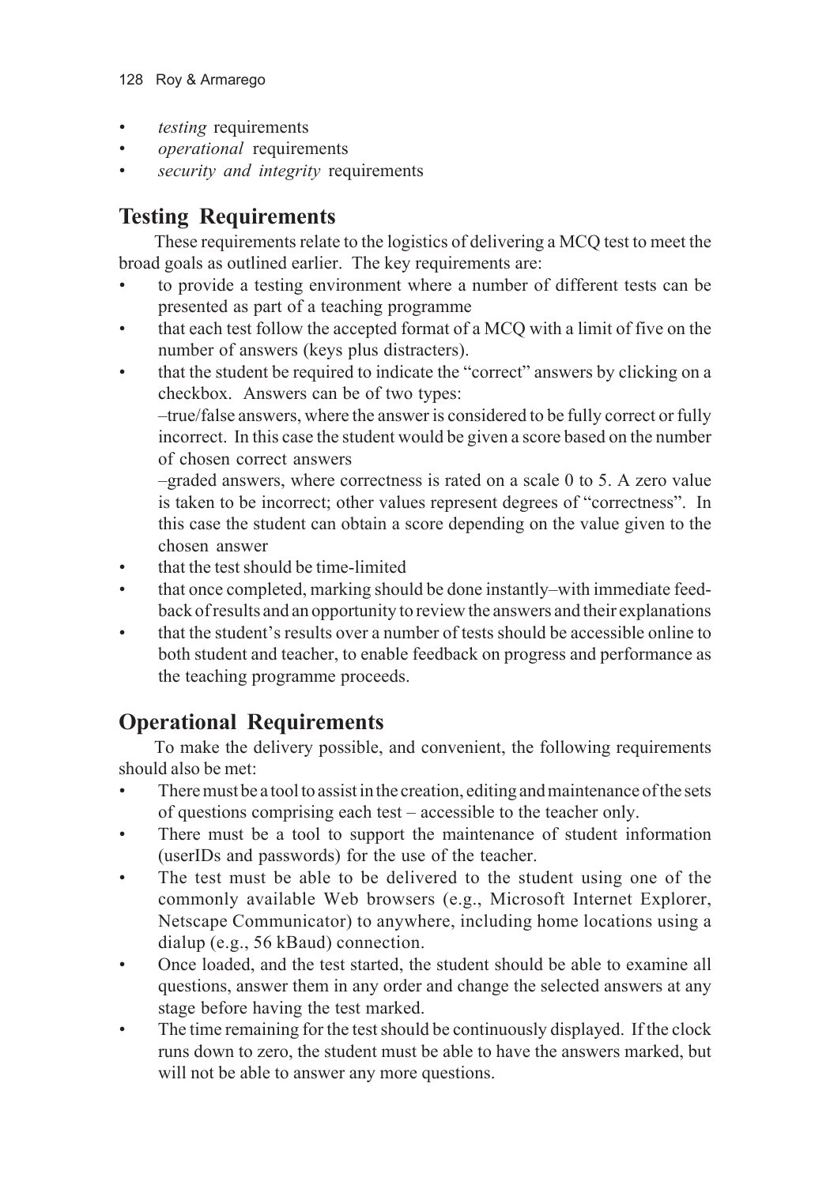- *testing* requirements
- *operational* requirements
- *security and integrity* requirements

## Testing Requirements

These requirements relate to the logistics of delivering a MCQ test to meet the broad goals as outlined earlier. The key requirements are:

- to provide a testing environment where a number of different tests can be presented as part of a teaching programme
- that each test follow the accepted format of a MCQ with a limit of five on the number of answers (keys plus distracters).
- that the student be required to indicate the "correct" answers by clicking on a checkbox. Answers can be of two types:

  –true/false answers, where the answer is considered to be fully correct or fully incorrect. In this case the student would be given a score based on the number of chosen correct answers

  –graded answers, where correctness is rated on a scale 0 to 5. A zero value is taken to be incorrect; other values represent degrees of "correctness". In this case the student can obtain a score depending on the value given to the chosen answer
- that the test should be time-limited
- that once completed, marking should be done instantly–with immediate feedback of results and an opportunity to review the answers and their explanations
- that the student's results over a number of tests should be accessible online to both student and teacher, to enable feedback on progress and performance as the teaching programme proceeds.

## Operational Requirements

To make the delivery possible, and convenient, the following requirements should also be met:

- There must be a tool to assist in the creation, editing and maintenance of the sets of questions comprising each test – accessible to the teacher only.
- There must be a tool to support the maintenance of student information (userIDs and passwords) for the use of the teacher.
- The test must be able to be delivered to the student using one of the commonly available Web browsers (e.g., Microsoft Internet Explorer, Netscape Communicator) to anywhere, including home locations using a dialup (e.g., 56 kBaud) connection.
- Once loaded, and the test started, the student should be able to examine all questions, answer them in any order and change the selected answers at any stage before having the test marked.
- The time remaining for the test should be continuously displayed. If the clock runs down to zero, the student must be able to have the answers marked, but will not be able to answer any more questions.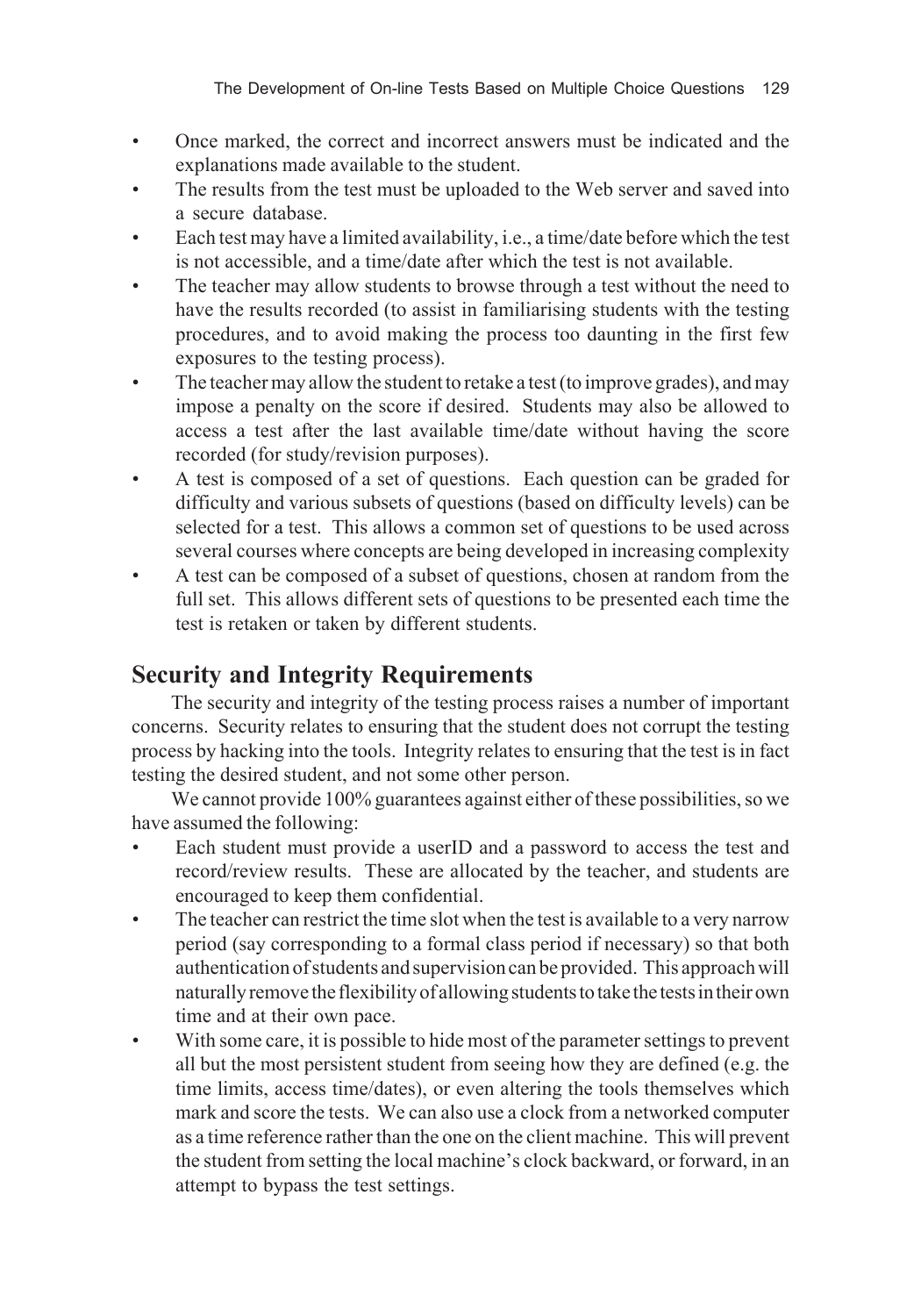- Once marked, the correct and incorrect answers must be indicated and the explanations made available to the student.
- The results from the test must be uploaded to the Web server and saved into a secure database.
- Each test may have a limited availability, i.e., a time/date before which the test is not accessible, and a time/date after which the test is not available.
- The teacher may allow students to browse through a test without the need to have the results recorded (to assist in familiarising students with the testing procedures, and to avoid making the process too daunting in the first few exposures to the testing process).
- The teacher may allow the student to retake a test (to improve grades), and may impose a penalty on the score if desired. Students may also be allowed to access a test after the last available time/date without having the score recorded (for study/revision purposes).
- A test is composed of a set of questions. Each question can be graded for difficulty and various subsets of questions (based on difficulty levels) can be selected for a test. This allows a common set of questions to be used across several courses where concepts are being developed in increasing complexity
- A test can be composed of a subset of questions, chosen at random from the full set. This allows different sets of questions to be presented each time the test is retaken or taken by different students.

## Security and Integrity Requirements

The security and integrity of the testing process raises a number of important concerns. Security relates to ensuring that the student does not corrupt the testing process by hacking into the tools. Integrity relates to ensuring that the test is in fact testing the desired student, and not some other person.

We cannot provide 100% guarantees against either of these possibilities, so we have assumed the following:

- Each student must provide a userID and a password to access the test and record/review results. These are allocated by the teacher, and students are encouraged to keep them confidential.
- The teacher can restrict the time slot when the test is available to a very narrow period (say corresponding to a formal class period if necessary) so that both authentication of students and supervision can be provided. This approach will naturally remove the flexibility of allowing students to take the tests in their own time and at their own pace.
- With some care, it is possible to hide most of the parameter settings to prevent all but the most persistent student from seeing how they are defined (e.g. the time limits, access time/dates), or even altering the tools themselves which mark and score the tests. We can also use a clock from a networked computer as a time reference rather than the one on the client machine. This will prevent the student from setting the local machine's clock backward, or forward, in an attempt to bypass the test settings.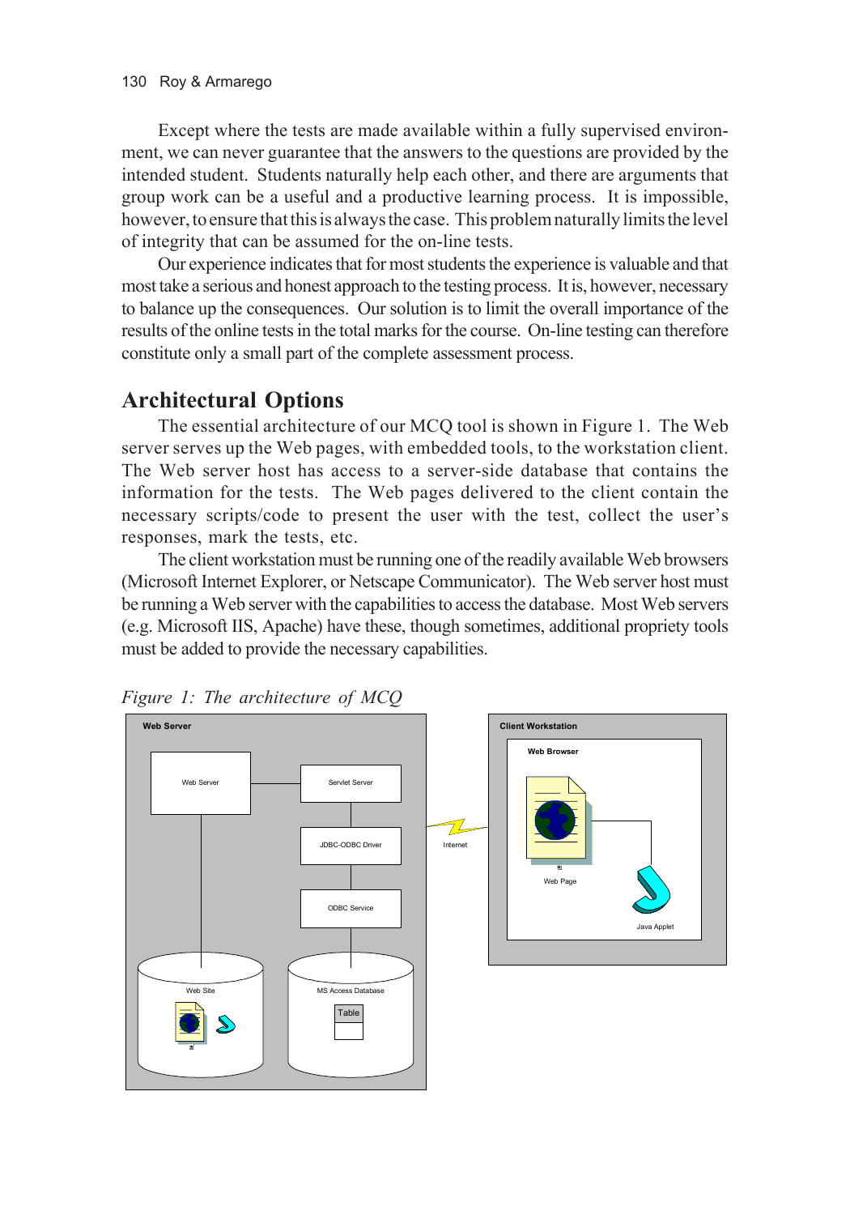Except where the tests are made available within a fully supervised environment, we can never guarantee that the answers to the questions are provided by the intended student. Students naturally help each other, and there are arguments that group work can be a useful and a productive learning process. It is impossible, however, to ensure that this is always the case. This problem naturally limits the level of integrity that can be assumed for the on-line tests.

Our experience indicates that for most students the experience is valuable and that most take a serious and honest approach to the testing process. It is, however, necessary to balance up the consequences. Our solution is to limit the overall importance of the results of the online tests in the total marks for the course. On-line testing can therefore constitute only a small part of the complete assessment process.

## Architectural Options

The essential architecture of our MCQ tool is shown in Figure 1. The Web server serves up the Web pages, with embedded tools, to the workstation client. The Web server host has access to a server-side database that contains the information for the tests. The Web pages delivered to the client contain the necessary scripts/code to present the user with the test, collect the user's responses, mark the tests, etc.

The client workstation must be running one of the readily available Web browsers (Microsoft Internet Explorer, or Netscape Communicator). The Web server host must be running a Web server with the capabilities to access the database. Most Web servers (e.g. Microsoft IIS, Apache) have these, though sometimes, additional propriety tools must be added to provide the necessary capabilities.

*Figure 1: The architecture of MCQ*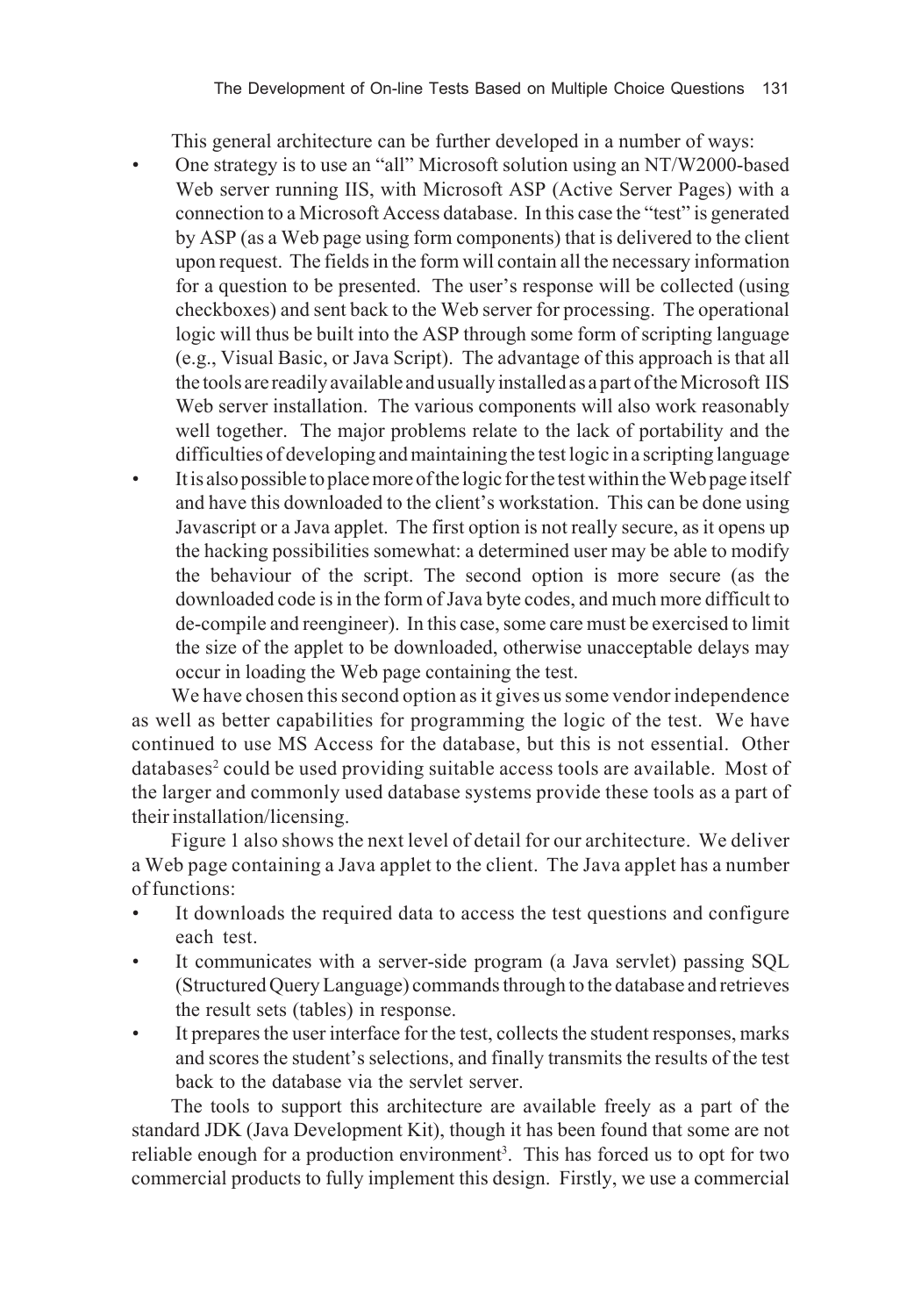This general architecture can be further developed in a number of ways:

- One strategy is to use an "all" Microsoft solution using an NT/W2000-based Web server running IIS, with Microsoft ASP (Active Server Pages) with a connection to a Microsoft Access database. In this case the "test" is generated by ASP (as a Web page using form components) that is delivered to the client upon request. The fields in the form will contain all the necessary information for a question to be presented. The user's response will be collected (using checkboxes) and sent back to the Web server for processing. The operational logic will thus be built into the ASP through some form of scripting language (e.g., Visual Basic, or Java Script). The advantage of this approach is that all the tools are readily available and usually installed as a part of the Microsoft IIS Web server installation. The various components will also work reasonably well together. The major problems relate to the lack of portability and the difficulties of developing and maintaining the test logic in a scripting language
- It is also possible to place more of the logic for the test within the Web page itself and have this downloaded to the client's workstation. This can be done using Javascript or a Java applet. The first option is not really secure, as it opens up the hacking possibilities somewhat: a determined user may be able to modify the behaviour of the script. The second option is more secure (as the downloaded code is in the form of Java byte codes, and much more difficult to de-compile and reengineer). In this case, some care must be exercised to limit the size of the applet to be downloaded, otherwise unacceptable delays may occur in loading the Web page containing the test.

We have chosen this second option as it gives us some vendor independence as well as better capabilities for programming the logic of the test. We have continued to use MS Access for the database, but this is not essential. Other databases[2] could be used providing suitable access tools are available. Most of the larger and commonly used database systems provide these tools as a part of their installation/licensing.

Figure 1 also shows the next level of detail for our architecture. We deliver a Web page containing a Java applet to the client. The Java applet has a number of functions:

- It downloads the required data to access the test questions and configure each test.
- It communicates with a server-side program (a Java servlet) passing SQL (Structured Query Language) commands through to the database and retrieves the result sets (tables) in response.
- It prepares the user interface for the test, collects the student responses, marks and scores the student's selections, and finally transmits the results of the test back to the database via the servlet server.

The tools to support this architecture are available freely as a part of the standard JDK (Java Development Kit), though it has been found that some are not reliable enough for a production environment[3]. This has forced us to opt for two commercial products to fully implement this design. Firstly, we use a commercial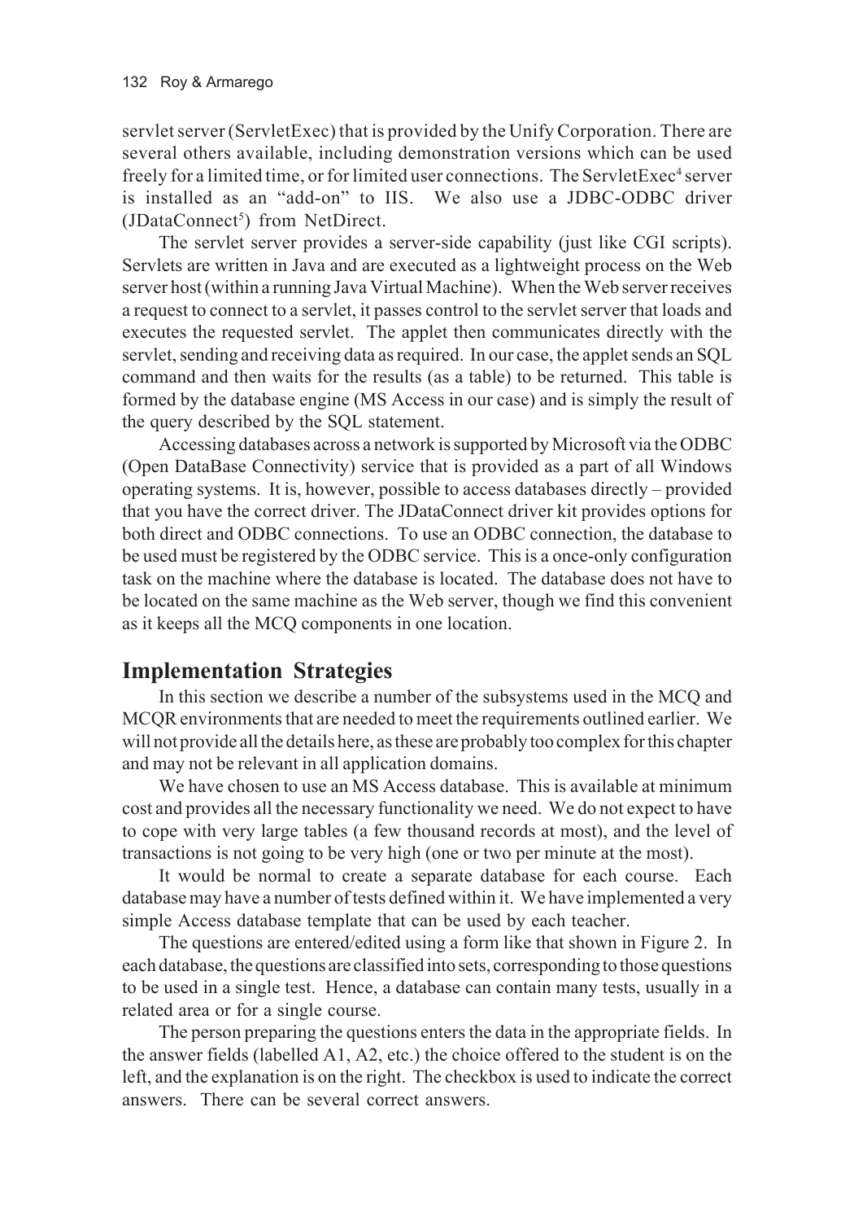servlet server (ServletExec) that is provided by the Unify Corporation. There are several others available, including demonstration versions which can be used freely for a limited time, or for limited user connections. The ServletExec[4] server is installed as an "add-on" to IIS. We also use a JDBC-ODBC driver (JDataConnect[5]) from NetDirect.

The servlet server provides a server-side capability (just like CGI scripts). Servlets are written in Java and are executed as a lightweight process on the Web server host (within a running Java Virtual Machine). When the Web server receives a request to connect to a servlet, it passes control to the servlet server that loads and executes the requested servlet. The applet then communicates directly with the servlet, sending and receiving data as required. In our case, the applet sends an SQL command and then waits for the results (as a table) to be returned. This table is formed by the database engine (MS Access in our case) and is simply the result of the query described by the SQL statement.

Accessing databases across a network is supported by Microsoft via the ODBC (Open DataBase Connectivity) service that is provided as a part of all Windows operating systems. It is, however, possible to access databases directly – provided that you have the correct driver. The JDataConnect driver kit provides options for both direct and ODBC connections. To use an ODBC connection, the database to be used must be registered by the ODBC service. This is a once-only configuration task on the machine where the database is located. The database does not have to be located on the same machine as the Web server, though we find this convenient as it keeps all the MCQ components in one location.

## Implementation Strategies

In this section we describe a number of the subsystems used in the MCQ and MCQR environments that are needed to meet the requirements outlined earlier. We will not provide all the details here, as these are probably too complex for this chapter and may not be relevant in all application domains.

We have chosen to use an MS Access database. This is available at minimum cost and provides all the necessary functionality we need. We do not expect to have to cope with very large tables (a few thousand records at most), and the level of transactions is not going to be very high (one or two per minute at the most).

It would be normal to create a separate database for each course. Each database may have a number of tests defined within it. We have implemented a very simple Access database template that can be used by each teacher.

The questions are entered/edited using a form like that shown in Figure 2. In each database, the questions are classified into sets, corresponding to those questions to be used in a single test. Hence, a database can contain many tests, usually in a related area or for a single course.

The person preparing the questions enters the data in the appropriate fields. In the answer fields (labelled A1, A2, etc.) the choice offered to the student is on the left, and the explanation is on the right. The checkbox is used to indicate the correct answers. There can be several correct answers.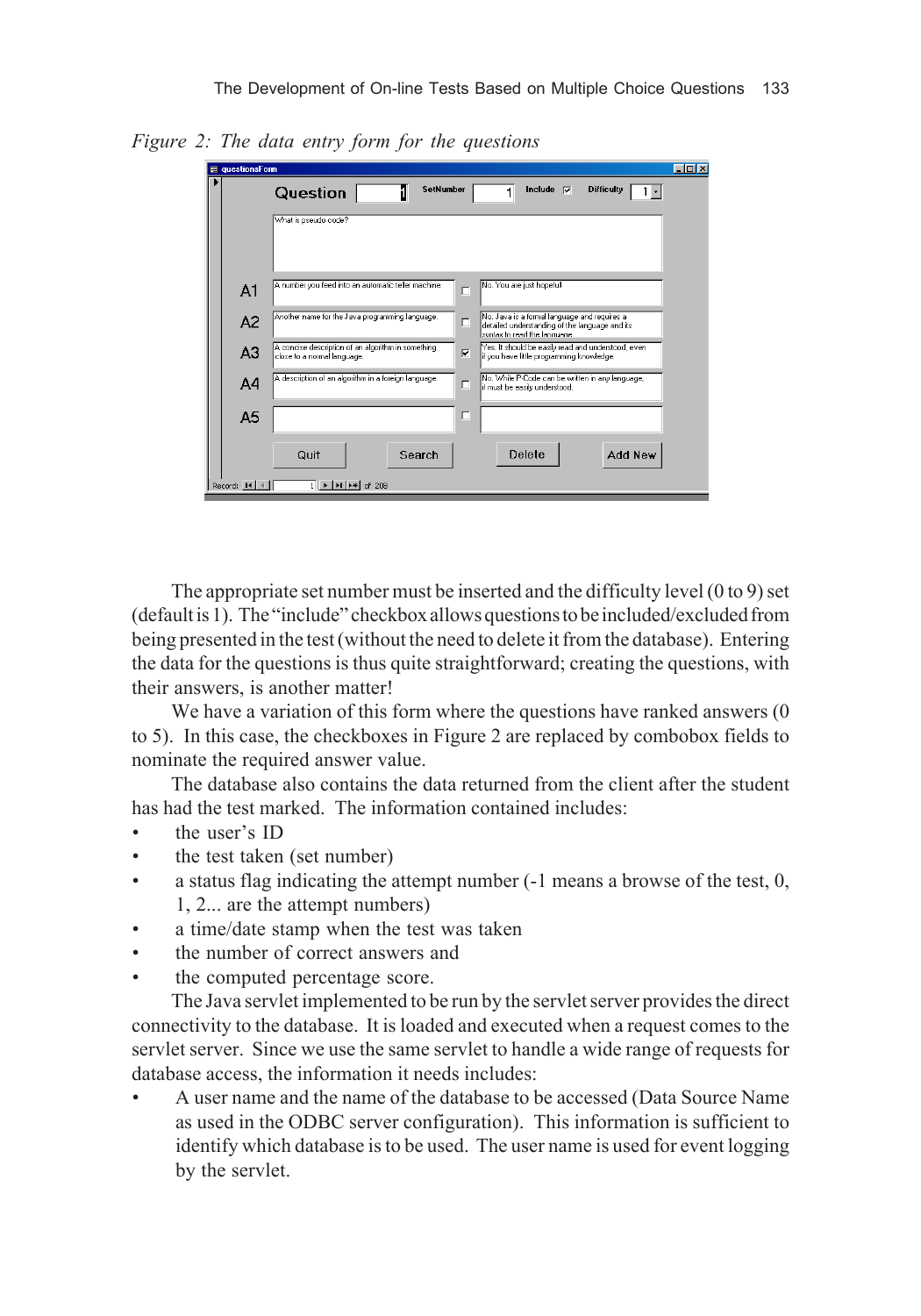*Figure 2: The data entry form for the questions*

The appropriate set number must be inserted and the difficulty level (0 to 9) set (default is 1). The "include" checkbox allows questions to be included/excluded from being presented in the test (without the need to delete it from the database). Entering the data for the questions is thus quite straightforward; creating the questions, with their answers, is another matter!

We have a variation of this form where the questions have ranked answers (0 to 5). In this case, the checkboxes in Figure 2 are replaced by combobox fields to nominate the required answer value.

The database also contains the data returned from the client after the student has had the test marked. The information contained includes:

- the user's ID
- the test taken (set number)
- a status flag indicating the attempt number (-1 means a browse of the test, 0, 1, 2... are the attempt numbers)
- a time/date stamp when the test was taken
- the number of correct answers and
- the computed percentage score.

The Java servlet implemented to be run by the servlet server provides the direct connectivity to the database. It is loaded and executed when a request comes to the servlet server. Since we use the same servlet to handle a wide range of requests for database access, the information it needs includes:

- A user name and the name of the database to be accessed (Data Source Name as used in the ODBC server configuration). This information is sufficient to identify which database is to be used. The user name is used for event logging by the servlet.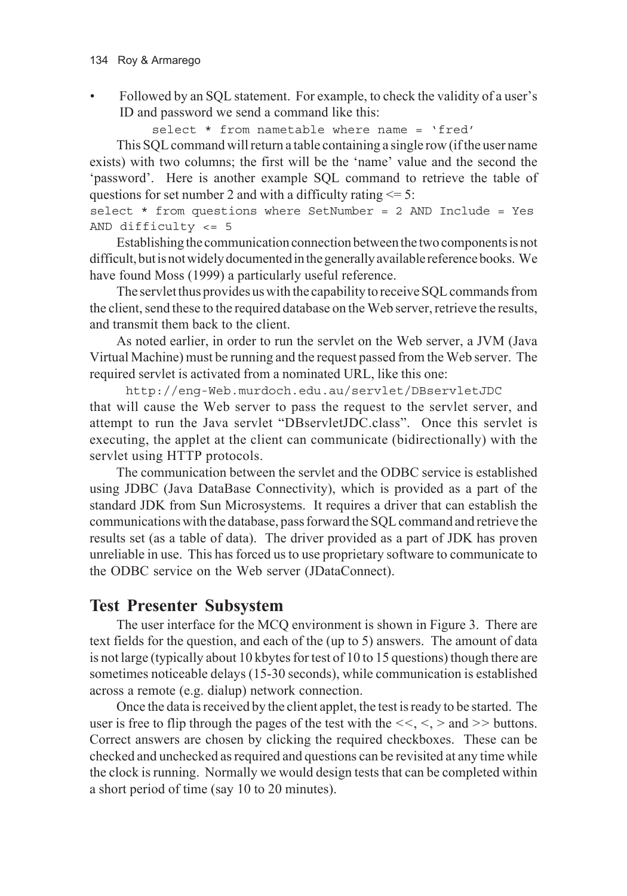- Followed by an SQL statement. For example, to check the validity of a user's ID and password we send a command like this:

```
select * from nametable where name = 'fred'
```

This SQL command will return a table containing a single row (if the user name exists) with two columns; the first will be the 'name' value and the second the 'password'. Here is another example SQL command to retrieve the table of questions for set number 2 and with a difficulty rating <= 5:

```
select * from questions where SetNumber = 2 AND Include = Yes
AND difficulty <= 5
```

Establishing the communication connection between the two components is not difficult, but is not widely documented in the generally available reference books. We have found Moss (1999) a particularly useful reference.

The servlet thus provides us with the capability to receive SQL commands from the client, send these to the required database on the Web server, retrieve the results, and transmit them back to the client.

As noted earlier, in order to run the servlet on the Web server, a JVM (Java Virtual Machine) must be running and the request passed from the Web server. The required servlet is activated from a nominated URL, like this one:

```
http://eng-Web.murdoch.edu.au/servlet/DBservletJDC
```

that will cause the Web server to pass the request to the servlet server, and attempt to run the Java servlet "DBservletJDC.class". Once this servlet is executing, the applet at the client can communicate (bidirectionally) with the servlet using HTTP protocols.

The communication between the servlet and the ODBC service is established using JDBC (Java DataBase Connectivity), which is provided as a part of the standard JDK from Sun Microsystems. It requires a driver that can establish the communications with the database, pass forward the SQL command and retrieve the results set (as a table of data). The driver provided as a part of JDK has proven unreliable in use. This has forced us to use proprietary software to communicate to the ODBC service on the Web server (JDataConnect).

## Test Presenter Subsystem

The user interface for the MCQ environment is shown in Figure 3. There are text fields for the question, and each of the (up to 5) answers. The amount of data is not large (typically about 10 kbytes for test of 10 to 15 questions) though there are sometimes noticeable delays (15-30 seconds), while communication is established across a remote (e.g. dialup) network connection.

Once the data is received by the client applet, the test is ready to be started. The user is free to flip through the pages of the test with the <<, <, > and >> buttons. Correct answers are chosen by clicking the required checkboxes. These can be checked and unchecked as required and questions can be revisited at any time while the clock is running. Normally we would design tests that can be completed within a short period of time (say 10 to 20 minutes).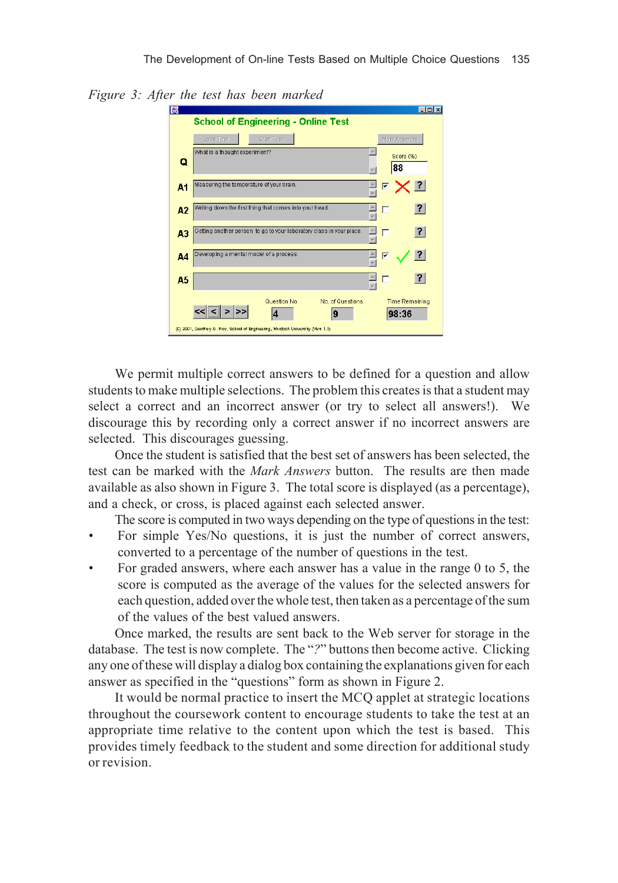*Figure 3: After the test has been marked*

We permit multiple correct answers to be defined for a question and allow students to make multiple selections. The problem this creates is that a student may select a correct and an incorrect answer (or try to select all answers!). We discourage this by recording only a correct answer if no incorrect answers are selected. This discourages guessing.

Once the student is satisfied that the best set of answers has been selected, the test can be marked with the *Mark Answers* button. The results are then made available as also shown in Figure 3. The total score is displayed (as a percentage), and a check, or cross, is placed against each selected answer.

The score is computed in two ways depending on the type of questions in the test:

- For simple Yes/No questions, it is just the number of correct answers, converted to a percentage of the number of questions in the test.
- For graded answers, where each answer has a value in the range 0 to 5, the score is computed as the average of the values for the selected answers for each question, added over the whole test, then taken as a percentage of the sum of the values of the best valued answers.

Once marked, the results are sent back to the Web server for storage in the database. The test is now complete. The "*?*" buttons then become active. Clicking any one of these will display a dialog box containing the explanations given for each answer as specified in the "questions" form as shown in Figure 2.

It would be normal practice to insert the MCQ applet at strategic locations throughout the coursework content to encourage students to take the test at an appropriate time relative to the content upon which the test is based. This provides timely feedback to the student and some direction for additional study or revision.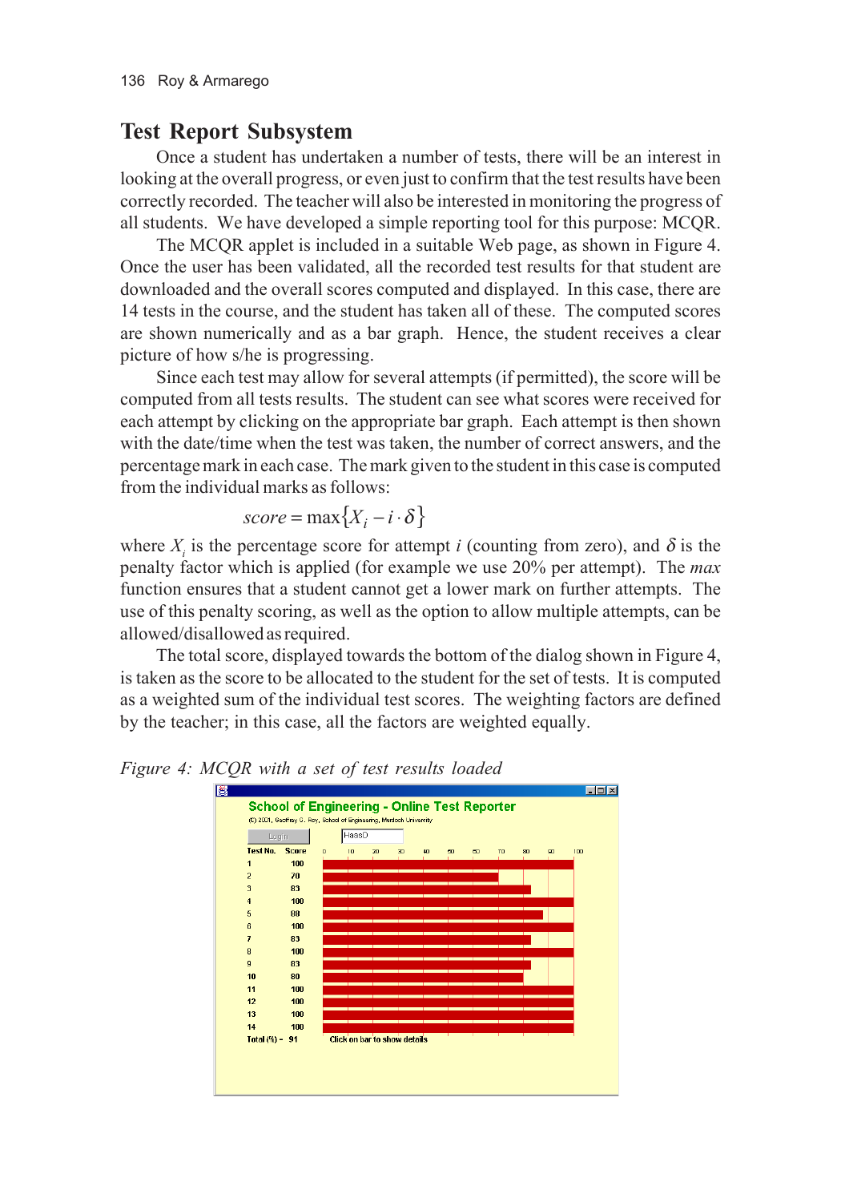## Test Report Subsystem

Once a student has undertaken a number of tests, there will be an interest in looking at the overall progress, or even just to confirm that the test results have been correctly recorded. The teacher will also be interested in monitoring the progress of all students. We have developed a simple reporting tool for this purpose: MCQR.

The MCQR applet is included in a suitable Web page, as shown in Figure 4. Once the user has been validated, all the recorded test results for that student are downloaded and the overall scores computed and displayed. In this case, there are 14 tests in the course, and the student has taken all of these. The computed scores are shown numerically and as a bar graph. Hence, the student receives a clear picture of how s/he is progressing.

Since each test may allow for several attempts (if permitted), the score will be computed from all tests results. The student can see what scores were received for each attempt by clicking on the appropriate bar graph. Each attempt is then shown with the date/time when the test was taken, the number of correct answers, and the percentage mark in each case. The mark given to the student in this case is computed from the individual marks as follows:

$$score = \max\{X_i - i \cdot \delta\}$$

where $X_i$ is the percentage score for attempt $i$ (counting from zero), and $\delta$ is the penalty factor which is applied (for example we use 20% per attempt). The *max* function ensures that a student cannot get a lower mark on further attempts. The use of this penalty scoring, as well as the option to allow multiple attempts, can be allowed/disallowed as required.

The total score, displayed towards the bottom of the dialog shown in Figure 4, is taken as the score to be allocated to the student for the set of tests. It is computed as a weighted sum of the individual test scores. The weighting factors are defined by the teacher; in this case, all the factors are weighted equally.

*Figure 4: MCQR with a set of test results loaded*

School of Engineering - Online Test Reporter

(C) 2001, Geoffrey G. Roy, School of Engineering, Murdoch University

Login HassD

| Test No. | Score |
|---|---|
| 1 | 100 |
| 2 | 70 |
| 3 | 83 |
| 4 | 100 |
| 5 | 88 |
| 6 | 100 |
| 7 | 83 |
| 8 | 100 |
| 9 | 83 |
| 10 | 80 |
| 11 | 100 |
| 12 | 100 |
| 13 | 100 |
| 14 | 100 |
| Total (%) - | 91 |

Click on bar to show details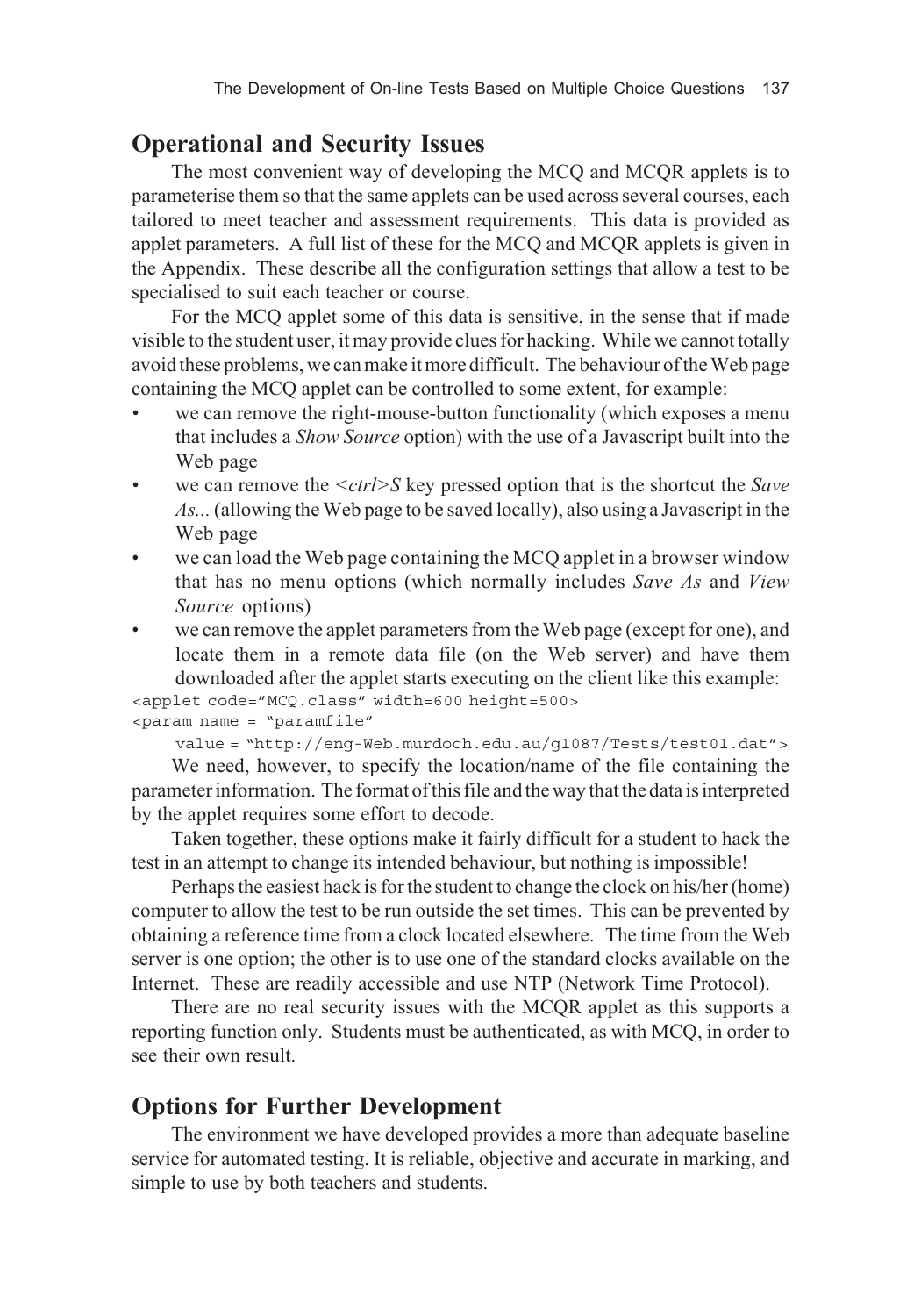## Operational and Security Issues

The most convenient way of developing the MCQ and MCQR applets is to parameterise them so that the same applets can be used across several courses, each tailored to meet teacher and assessment requirements. This data is provided as applet parameters. A full list of these for the MCQ and MCQR applets is given in the Appendix. These describe all the configuration settings that allow a test to be specialised to suit each teacher or course.

For the MCQ applet some of this data is sensitive, in the sense that if made visible to the student user, it may provide clues for hacking. While we cannot totally avoid these problems, we can make it more difficult. The behaviour of the Web page containing the MCQ applet can be controlled to some extent, for example:

- we can remove the right-mouse-button functionality (which exposes a menu that includes a *Show Source* option) with the use of a Javascript built into the Web page
- we can remove the *<ctrl>S* key pressed option that is the shortcut the *Save As...* (allowing the Web page to be saved locally), also using a Javascript in the Web page
- we can load the Web page containing the MCQ applet in a browser window that has no menu options (which normally includes *Save As* and *View Source* options)
- we can remove the applet parameters from the Web page (except for one), and locate them in a remote data file (on the Web server) and have them downloaded after the applet starts executing on the client like this example:

```
<applet code="MCQ.class" width=600 height=500>
<param name = "paramfile"
     value = "http://eng-Web.murdoch.edu.au/g1087/Tests/test01.dat">
```

We need, however, to specify the location/name of the file containing the parameter information. The format of this file and the way that the data is interpreted by the applet requires some effort to decode.

Taken together, these options make it fairly difficult for a student to hack the test in an attempt to change its intended behaviour, but nothing is impossible!

Perhaps the easiest hack is for the student to change the clock on his/her (home) computer to allow the test to be run outside the set times. This can be prevented by obtaining a reference time from a clock located elsewhere. The time from the Web server is one option; the other is to use one of the standard clocks available on the Internet. These are readily accessible and use NTP (Network Time Protocol).

There are no real security issues with the MCQR applet as this supports a reporting function only. Students must be authenticated, as with MCQ, in order to see their own result.

## Options for Further Development

The environment we have developed provides a more than adequate baseline service for automated testing. It is reliable, objective and accurate in marking, and simple to use by both teachers and students.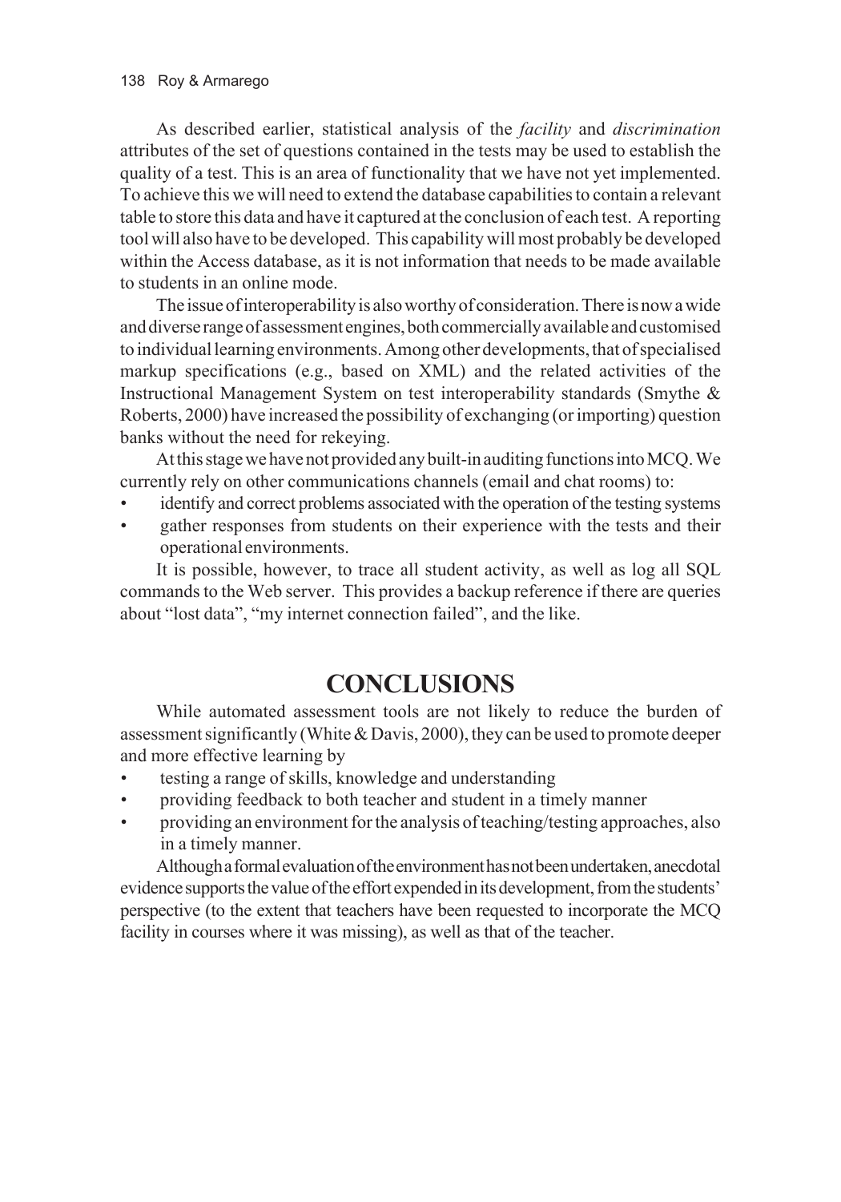As described earlier, statistical analysis of the *facility* and *discrimination* attributes of the set of questions contained in the tests may be used to establish the quality of a test. This is an area of functionality that we have not yet implemented. To achieve this we will need to extend the database capabilities to contain a relevant table to store this data and have it captured at the conclusion of each test. A reporting tool will also have to be developed. This capability will most probably be developed within the Access database, as it is not information that needs to be made available to students in an online mode.

The issue of interoperability is also worthy of consideration. There is now a wide and diverse range of assessment engines, both commercially available and customised to individual learning environments. Among other developments, that of specialised markup specifications (e.g., based on XML) and the related activities of the Instructional Management System on test interoperability standards (Smythe & Roberts, 2000) have increased the possibility of exchanging (or importing) question banks without the need for rekeying.

At this stage we have not provided any built-in auditing functions into MCQ. We currently rely on other communications channels (email and chat rooms) to:

- identify and correct problems associated with the operation of the testing systems
- gather responses from students on their experience with the tests and their operational environments.

It is possible, however, to trace all student activity, as well as log all SQL commands to the Web server. This provides a backup reference if there are queries about "lost data", "my internet connection failed", and the like.

# CONCLUSIONS

While automated assessment tools are not likely to reduce the burden of assessment significantly (White & Davis, 2000), they can be used to promote deeper and more effective learning by

- testing a range of skills, knowledge and understanding
- providing feedback to both teacher and student in a timely manner
- providing an environment for the analysis of teaching/testing approaches, also in a timely manner.

Although a formal evaluation of the environment has not been undertaken, anecdotal evidence supports the value of the effort expended in its development, from the students' perspective (to the extent that teachers have been requested to incorporate the MCQ facility in courses where it was missing), as well as that of the teacher.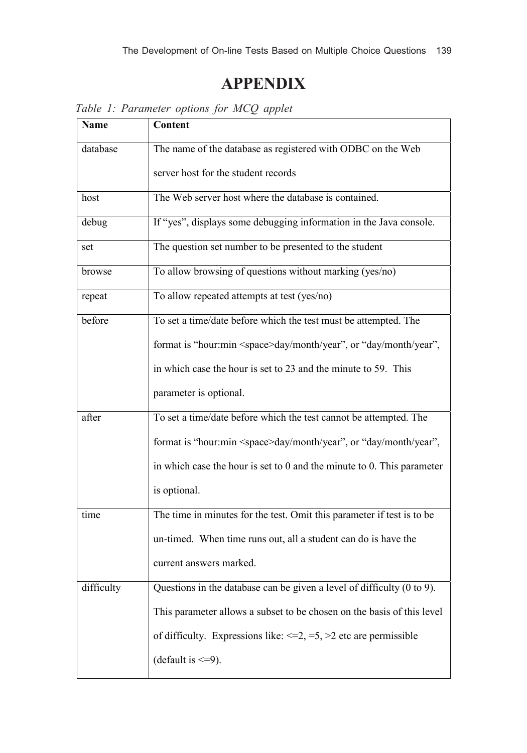# APPENDIX

*Table 1: Parameter options for MCQ applet*

| Name | Content |
|---|---|
| database | The name of the database as registered with ODBC on the Web server host for the student records |
| host | The Web server host where the database is contained. |
| debug | If "yes", displays some debugging information in the Java console. |
| set | The question set number to be presented to the student |
| browse | To allow browsing of questions without marking (yes/no) |
| repeat | To allow repeated attempts at test (yes/no) |
| before | To set a time/date before which the test must be attempted. The format is "hour:min <space>day/month/year", or "day/month/year", in which case the hour is set to 23 and the minute to 59. This parameter is optional. |
| after | To set a time/date before which the test cannot be attempted. The format is "hour:min <space>day/month/year", or "day/month/year", in which case the hour is set to 0 and the minute to 0. This parameter is optional. |
| time | The time in minutes for the test. Omit this parameter if test is to be un-timed. When time runs out, all a student can do is have the current answers marked. |
| difficulty | Questions in the database can be given a level of difficulty (0 to 9). This parameter allows a subset to be chosen on the basis of this level of difficulty. Expressions like: <=2, =5, >2 etc are permissible (default is <=9). |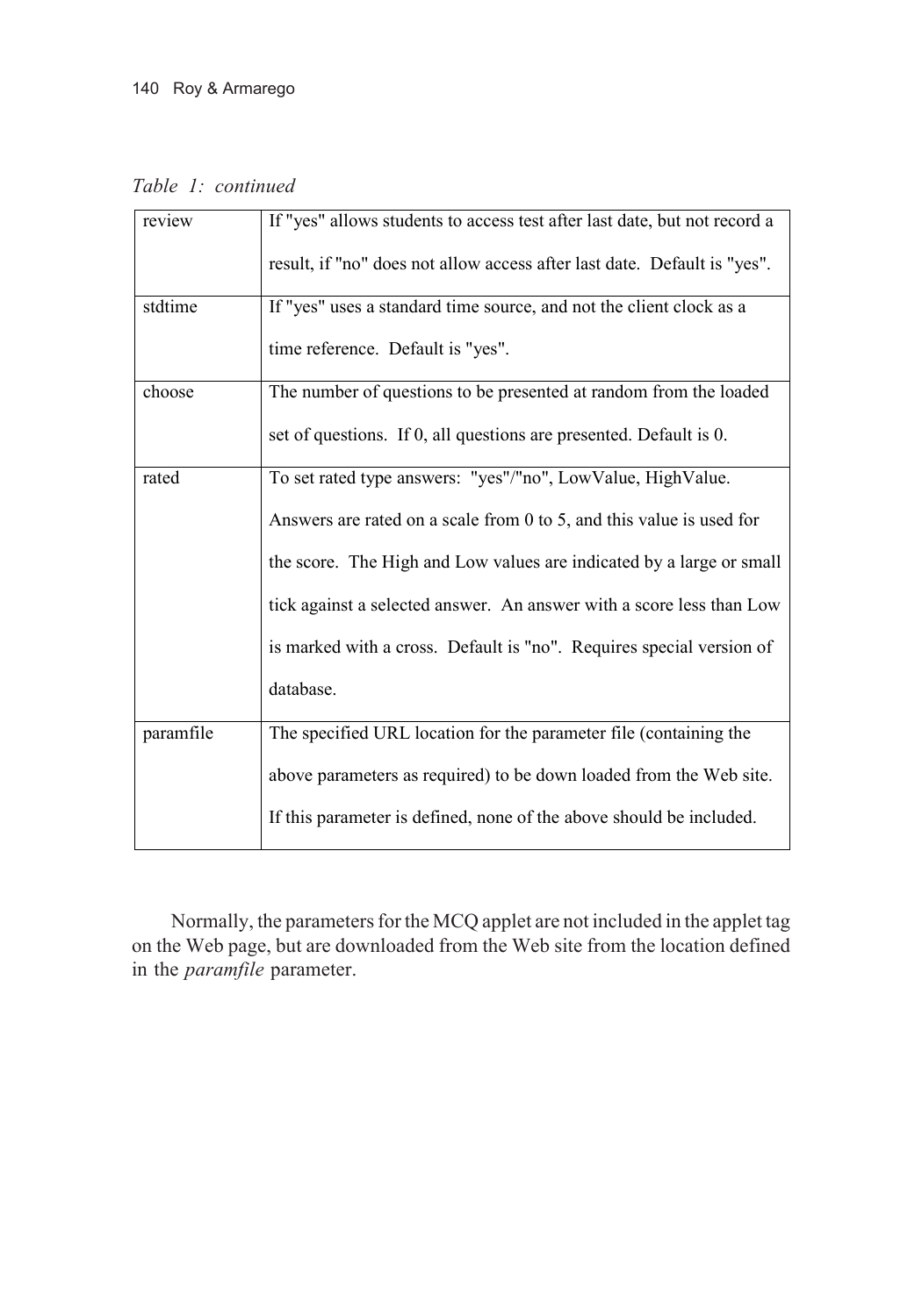*Table 1: continued*

| | |
|---|---|
| review | If "yes" allows students to access test after last date, but not record a result, if "no" does not allow access after last date. Default is "yes". |
| stdtime | If "yes" uses a standard time source, and not the client clock as a time reference. Default is "yes". |
| choose | The number of questions to be presented at random from the loaded set of questions. If 0, all questions are presented. Default is 0. |
| rated | To set rated type answers: "yes"/"no", LowValue, HighValue. Answers are rated on a scale from 0 to 5, and this value is used for the score. The High and Low values are indicated by a large or small tick against a selected answer. An answer with a score less than Low is marked with a cross. Default is "no". Requires special version of database. |
| paramfile | The specified URL location for the parameter file (containing the above parameters as required) to be down loaded from the Web site. If this parameter is defined, none of the above should be included. |

Normally, the parameters for the MCQ applet are not included in the applet tag on the Web page, but are downloaded from the Web site from the location defined in the *paramfile* parameter.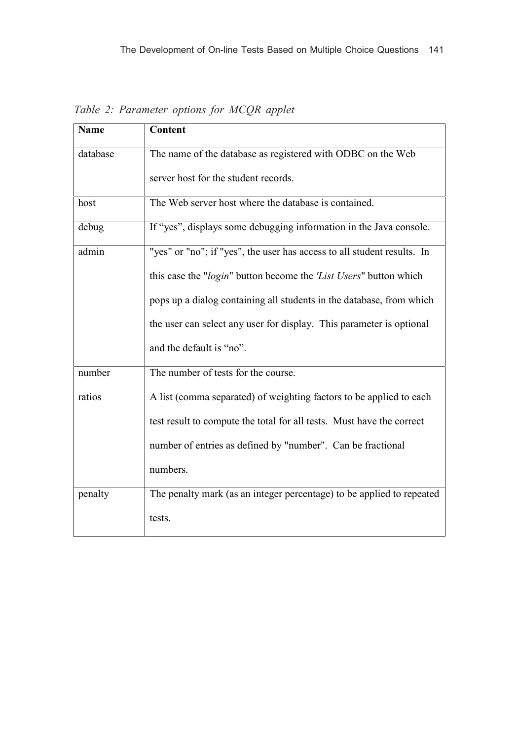*Table 2: Parameter options for MCQR applet*

| Name | Content |
| --- | --- |
| database | The name of the database as registered with ODBC on the Web server host for the student records. |
| host | The Web server host where the database is contained. |
| debug | If "yes", displays some debugging information in the Java console. |
| admin | "yes" or "no"; if "yes", the user has access to all student results. In this case the "*login*" button become the *'List Users*" button which pops up a dialog containing all students in the database, from which the user can select any user for display. This parameter is optional and the default is "no". |
| number | The number of tests for the course. |
| ratios | A list (comma separated) of weighting factors to be applied to each test result to compute the total for all tests. Must have the correct number of entries as defined by "number". Can be fractional numbers. |
| penalty | The penalty mark (as an integer percentage) to be applied to repeated tests. |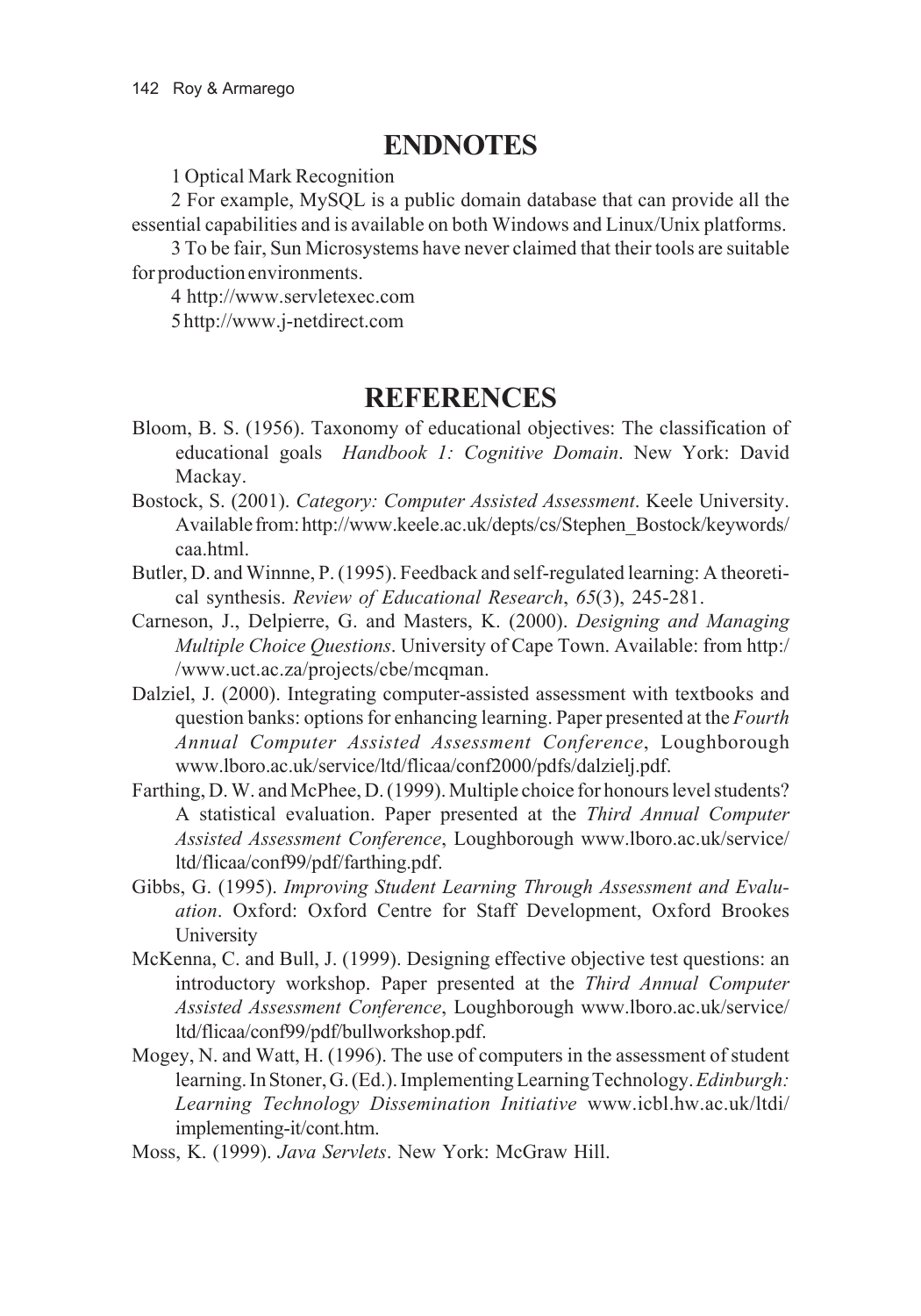## ENDNOTES

1 Optical Mark Recognition

2 For example, MySQL is a public domain database that can provide all the essential capabilities and is available on both Windows and Linux/Unix platforms.

3 To be fair, Sun Microsystems have never claimed that their tools are suitable for production environments.

4 http://www.servletexec.com

5 http://www.j-netdirect.com

## REFERENCES

Bloom, B. S. (1956). Taxonomy of educational objectives: The classification of educational goals *Handbook 1: Cognitive Domain*. New York: David Mackay.

Bostock, S. (2001). *Category: Computer Assisted Assessment*. Keele University. Available from: http://www.keele.ac.uk/depts/cs/Stephen_Bostock/keywords/caa.html.

Butler, D. and Winnne, P. (1995). Feedback and self-regulated learning: A theoretical synthesis. *Review of Educational Research*, *65*(3), 245-281.

Carneson, J., Delpierre, G. and Masters, K. (2000). *Designing and Managing Multiple Choice Questions*. University of Cape Town. Available: from http://www.uct.ac.za/projects/cbe/mcqman.

Dalziel, J. (2000). Integrating computer-assisted assessment with textbooks and question banks: options for enhancing learning. Paper presented at the *Fourth Annual Computer Assisted Assessment Conference*, Loughborough www.lboro.ac.uk/service/ltd/flicaa/conf2000/pdfs/dalzielj.pdf.

Farthing, D. W. and McPhee, D. (1999). Multiple choice for honours level students? A statistical evaluation. Paper presented at the *Third Annual Computer Assisted Assessment Conference*, Loughborough www.lboro.ac.uk/service/ltd/flicaa/conf99/pdf/farthing.pdf.

Gibbs, G. (1995). *Improving Student Learning Through Assessment and Evaluation*. Oxford: Oxford Centre for Staff Development, Oxford Brookes University

McKenna, C. and Bull, J. (1999). Designing effective objective test questions: an introductory workshop. Paper presented at the *Third Annual Computer Assisted Assessment Conference*, Loughborough www.lboro.ac.uk/service/ltd/flicaa/conf99/pdf/bullworkshop.pdf.

Mogey, N. and Watt, H. (1996). The use of computers in the assessment of student learning. In Stoner, G. (Ed.). Implementing Learning Technology. *Edinburgh: Learning Technology Dissemination Initiative* www.icbl.hw.ac.uk/ltdi/implementing-it/cont.htm.

Moss, K. (1999). *Java Servlets*. New York: McGraw Hill.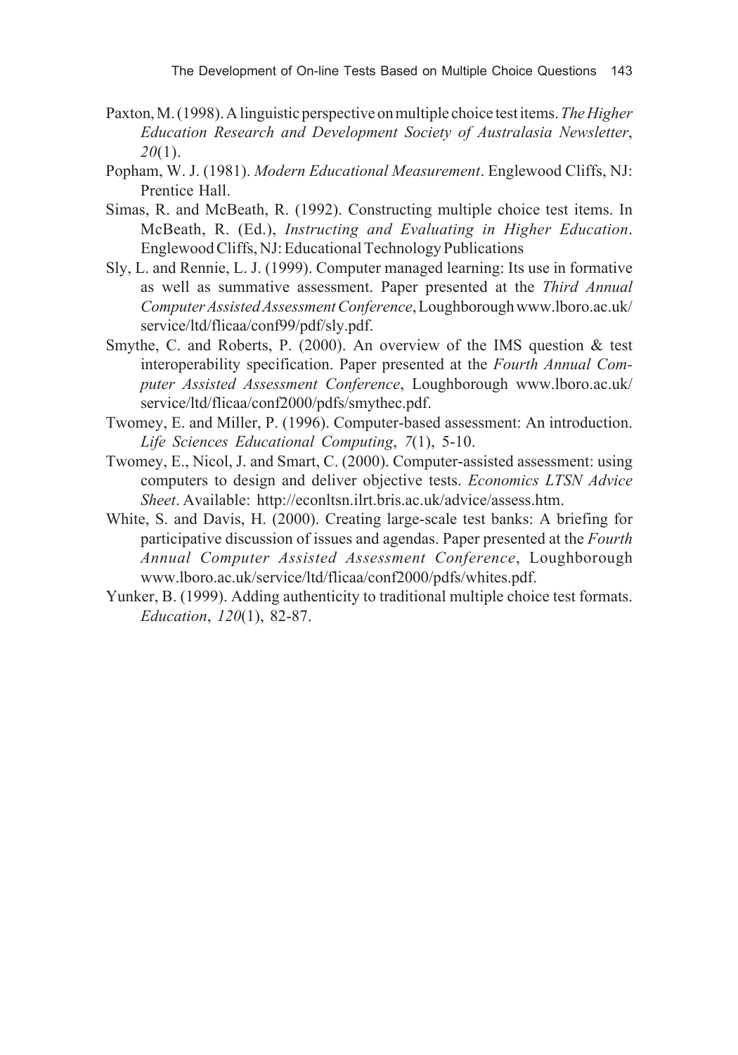Paxton, M. (1998). A linguistic perspective on multiple choice test items. *The Higher Education Research and Development Society of Australasia Newsletter*, *20*(1).

Popham, W. J. (1981). *Modern Educational Measurement*. Englewood Cliffs, NJ: Prentice Hall.

Simas, R. and McBeath, R. (1992). Constructing multiple choice test items. In McBeath, R. (Ed.), *Instructing and Evaluating in Higher Education*. Englewood Cliffs, NJ: Educational Technology Publications

Sly, L. and Rennie, L. J. (1999). Computer managed learning: Its use in formative as well as summative assessment. Paper presented at the *Third Annual Computer Assisted Assessment Conference*, Loughborough www.lboro.ac.uk/service/ltd/flicaa/conf99/pdf/sly.pdf.

Smythe, C. and Roberts, P. (2000). An overview of the IMS question & test interoperability specification. Paper presented at the *Fourth Annual Computer Assisted Assessment Conference*, Loughborough www.lboro.ac.uk/service/ltd/flicaa/conf2000/pdfs/smythec.pdf.

Twomey, E. and Miller, P. (1996). Computer-based assessment: An introduction. *Life Sciences Educational Computing*, *7*(1), 5-10.

Twomey, E., Nicol, J. and Smart, C. (2000). Computer-assisted assessment: using computers to design and deliver objective tests. *Economics LTSN Advice Sheet*. Available: http://econltsn.ilrt.bris.ac.uk/advice/assess.htm.

White, S. and Davis, H. (2000). Creating large-scale test banks: A briefing for participative discussion of issues and agendas. Paper presented at the *Fourth Annual Computer Assisted Assessment Conference*, Loughborough www.lboro.ac.uk/service/ltd/flicaa/conf2000/pdfs/whites.pdf.

Yunker, B. (1999). Adding authenticity to traditional multiple choice test formats. *Education*, *120*(1), 82-87.